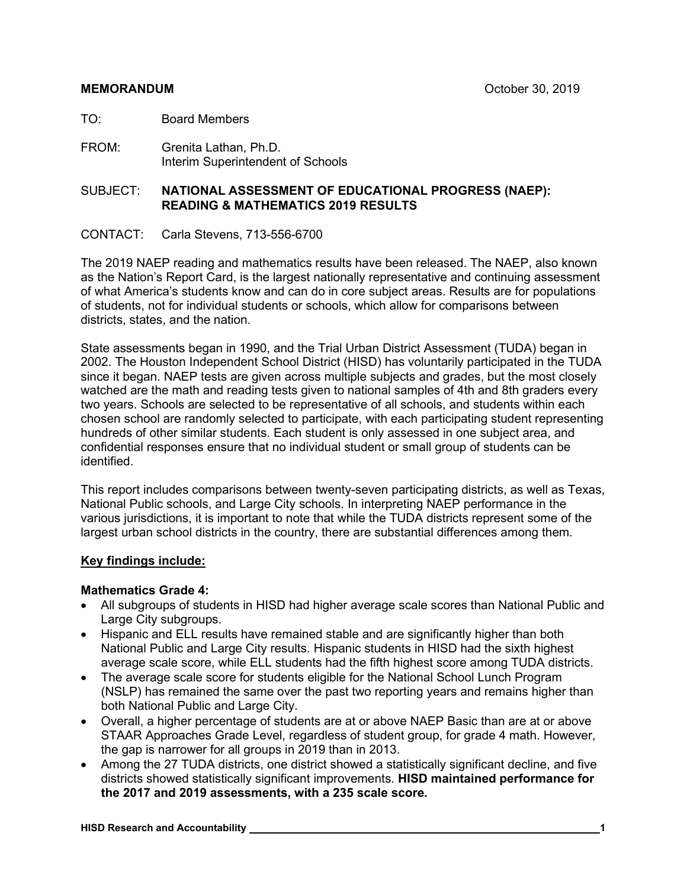**MEMORANDUM** October 30, 2019

TO: Board Members

FROM: Grenita Lathan, Ph.D.
Interim Superintendent of Schools

SUBJECT: **NATIONAL ASSESSMENT OF EDUCATIONAL PROGRESS (NAEP): READING & MATHEMATICS 2019 RESULTS**

CONTACT: Carla Stevens, 713-556-6700

The 2019 NAEP reading and mathematics results have been released. The NAEP, also known as the Nation's Report Card, is the largest nationally representative and continuing assessment of what America's students know and can do in core subject areas. Results are for populations of students, not for individual students or schools, which allow for comparisons between districts, states, and the nation.

State assessments began in 1990, and the Trial Urban District Assessment (TUDA) began in 2002. The Houston Independent School District (HISD) has voluntarily participated in the TUDA since it began. NAEP tests are given across multiple subjects and grades, but the most closely watched are the math and reading tests given to national samples of 4th and 8th graders every two years. Schools are selected to be representative of all schools, and students within each chosen school are randomly selected to participate, with each participating student representing hundreds of other similar students. Each student is only assessed in one subject area, and confidential responses ensure that no individual student or small group of students can be identified.

This report includes comparisons between twenty-seven participating districts, as well as Texas, National Public schools, and Large City schools. In interpreting NAEP performance in the various jurisdictions, it is important to note that while the TUDA districts represent some of the largest urban school districts in the country, there are substantial differences among them.

**Key findings include:**

**Mathematics Grade 4:**

- All subgroups of students in HISD had higher average scale scores than National Public and Large City subgroups.
- Hispanic and ELL results have remained stable and are significantly higher than both National Public and Large City results. Hispanic students in HISD had the sixth highest average scale score, while ELL students had the fifth highest score among TUDA districts.
- The average scale score for students eligible for the National School Lunch Program (NSLP) has remained the same over the past two reporting years and remains higher than both National Public and Large City.
- Overall, a higher percentage of students are at or above NAEP Basic than are at or above STAAR Approaches Grade Level, regardless of student group, for grade 4 math. However, the gap is narrower for all groups in 2019 than in 2013.
- Among the 27 TUDA districts, one district showed a statistically significant decline, and five districts showed statistically significant improvements. **HISD maintained performance for the 2017 and 2019 assessments, with a 235 scale score.**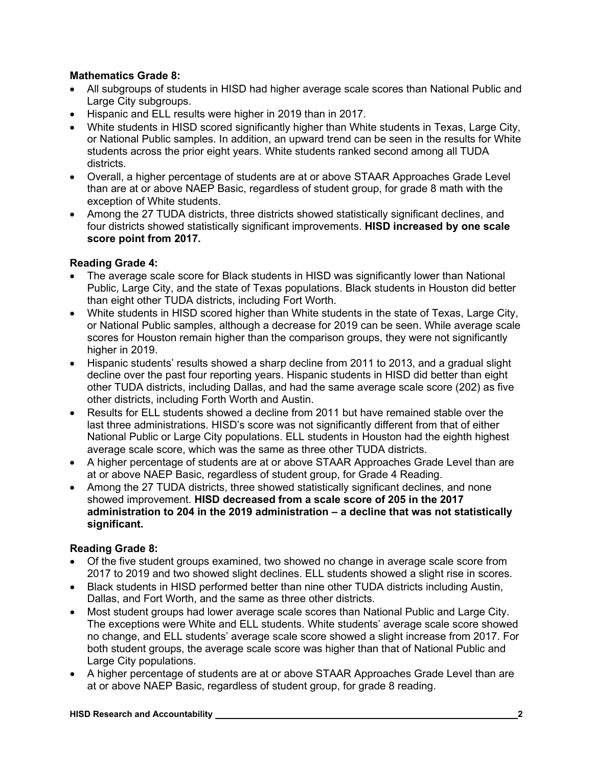**Mathematics Grade 8:**

- All subgroups of students in HISD had higher average scale scores than National Public and Large City subgroups.
- Hispanic and ELL results were higher in 2019 than in 2017.
- White students in HISD scored significantly higher than White students in Texas, Large City, or National Public samples. In addition, an upward trend can be seen in the results for White students across the prior eight years. White students ranked second among all TUDA districts.
- Overall, a higher percentage of students are at or above STAAR Approaches Grade Level than are at or above NAEP Basic, regardless of student group, for grade 8 math with the exception of White students.
- Among the 27 TUDA districts, three districts showed statistically significant declines, and four districts showed statistically significant improvements. **HISD increased by one scale score point from 2017.**

**Reading Grade 4:**

- The average scale score for Black students in HISD was significantly lower than National Public, Large City, and the state of Texas populations. Black students in Houston did better than eight other TUDA districts, including Fort Worth.
- White students in HISD scored higher than White students in the state of Texas, Large City, or National Public samples, although a decrease for 2019 can be seen. While average scale scores for Houston remain higher than the comparison groups, they were not significantly higher in 2019.
- Hispanic students' results showed a sharp decline from 2011 to 2013, and a gradual slight decline over the past four reporting years. Hispanic students in HISD did better than eight other TUDA districts, including Dallas, and had the same average scale score (202) as five other districts, including Forth Worth and Austin.
- Results for ELL students showed a decline from 2011 but have remained stable over the last three administrations. HISD's score was not significantly different from that of either National Public or Large City populations. ELL students in Houston had the eighth highest average scale score, which was the same as three other TUDA districts.
- A higher percentage of students are at or above STAAR Approaches Grade Level than are at or above NAEP Basic, regardless of student group, for Grade 4 Reading.
- Among the 27 TUDA districts, three showed statistically significant declines, and none showed improvement. **HISD decreased from a scale score of 205 in the 2017 administration to 204 in the 2019 administration – a decline that was not statistically significant.**

**Reading Grade 8:**

- Of the five student groups examined, two showed no change in average scale score from 2017 to 2019 and two showed slight declines. ELL students showed a slight rise in scores.
- Black students in HISD performed better than nine other TUDA districts including Austin, Dallas, and Fort Worth, and the same as three other districts.
- Most student groups had lower average scale scores than National Public and Large City. The exceptions were White and ELL students. White students' average scale score showed no change, and ELL students' average scale score showed a slight increase from 2017. For both student groups, the average scale score was higher than that of National Public and Large City populations.
- A higher percentage of students are at or above STAAR Approaches Grade Level than are at or above NAEP Basic, regardless of student group, for grade 8 reading.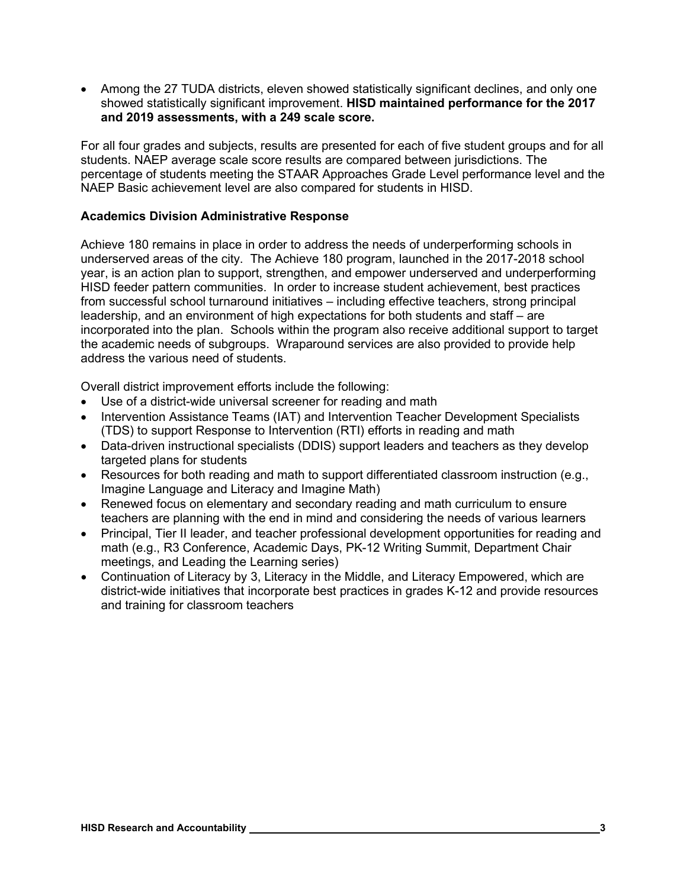- Among the 27 TUDA districts, eleven showed statistically significant declines, and only one showed statistically significant improvement. **HISD maintained performance for the 2017 and 2019 assessments, with a 249 scale score.**

For all four grades and subjects, results are presented for each of five student groups and for all students. NAEP average scale score results are compared between jurisdictions. The percentage of students meeting the STAAR Approaches Grade Level performance level and the NAEP Basic achievement level are also compared for students in HISD.

**Academics Division Administrative Response**

Achieve 180 remains in place in order to address the needs of underperforming schools in underserved areas of the city. The Achieve 180 program, launched in the 2017-2018 school year, is an action plan to support, strengthen, and empower underserved and underperforming HISD feeder pattern communities. In order to increase student achievement, best practices from successful school turnaround initiatives – including effective teachers, strong principal leadership, and an environment of high expectations for both students and staff – are incorporated into the plan. Schools within the program also receive additional support to target the academic needs of subgroups. Wraparound services are also provided to provide help address the various need of students.

Overall district improvement efforts include the following:

- Use of a district-wide universal screener for reading and math
- Intervention Assistance Teams (IAT) and Intervention Teacher Development Specialists (TDS) to support Response to Intervention (RTI) efforts in reading and math
- Data-driven instructional specialists (DDIS) support leaders and teachers as they develop targeted plans for students
- Resources for both reading and math to support differentiated classroom instruction (e.g., Imagine Language and Literacy and Imagine Math)
- Renewed focus on elementary and secondary reading and math curriculum to ensure teachers are planning with the end in mind and considering the needs of various learners
- Principal, Tier II leader, and teacher professional development opportunities for reading and math (e.g., R3 Conference, Academic Days, PK-12 Writing Summit, Department Chair meetings, and Leading the Learning series)
- Continuation of Literacy by 3, Literacy in the Middle, and Literacy Empowered, which are district-wide initiatives that incorporate best practices in grades K-12 and provide resources and training for classroom teachers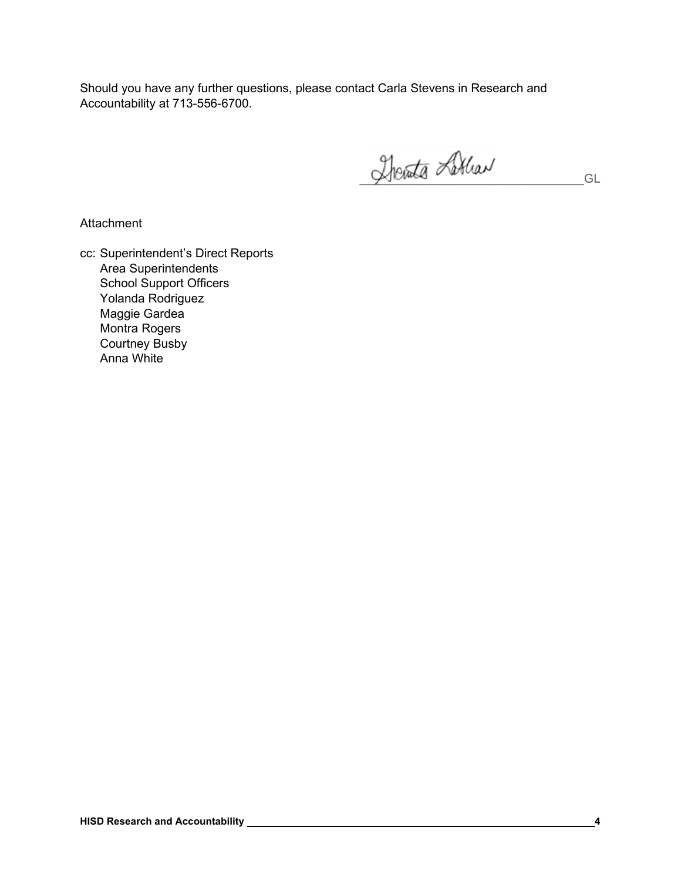Should you have any further questions, please contact Carla Stevens in Research and Accountability at 713-556-6700.

GL

Attachment

cc: Superintendent's Direct Reports
    Area Superintendents
    School Support Officers
    Yolanda Rodriguez
    Maggie Gardea
    Montra Rogers
    Courtney Busby
    Anna White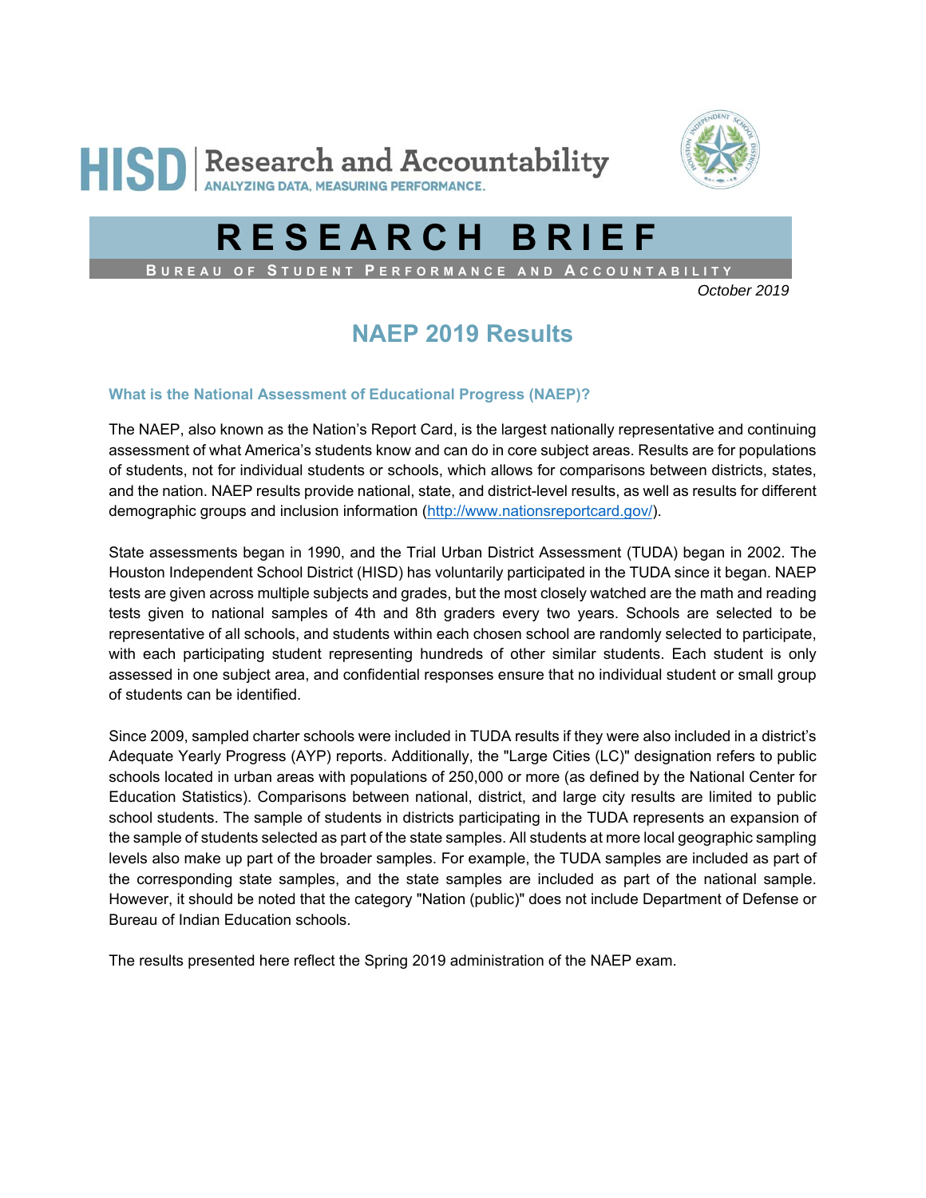HISD | Research and Accountability
ANALYZING DATA, MEASURING PERFORMANCE.

# RESEARCH BRIEF

BUREAU OF STUDENT PERFORMANCE AND ACCOUNTABILITY

*October 2019*

## NAEP 2019 Results

### What is the National Assessment of Educational Progress (NAEP)?

The NAEP, also known as the Nation's Report Card, is the largest nationally representative and continuing assessment of what America's students know and can do in core subject areas. Results are for populations of students, not for individual students or schools, which allows for comparisons between districts, states, and the nation. NAEP results provide national, state, and district-level results, as well as results for different demographic groups and inclusion information (http://www.nationsreportcard.gov/).

State assessments began in 1990, and the Trial Urban District Assessment (TUDA) began in 2002. The Houston Independent School District (HISD) has voluntarily participated in the TUDA since it began. NAEP tests are given across multiple subjects and grades, but the most closely watched are the math and reading tests given to national samples of 4th and 8th graders every two years. Schools are selected to be representative of all schools, and students within each chosen school are randomly selected to participate, with each participating student representing hundreds of other similar students. Each student is only assessed in one subject area, and confidential responses ensure that no individual student or small group of students can be identified.

Since 2009, sampled charter schools were included in TUDA results if they were also included in a district's Adequate Yearly Progress (AYP) reports. Additionally, the "Large Cities (LC)" designation refers to public schools located in urban areas with populations of 250,000 or more (as defined by the National Center for Education Statistics). Comparisons between national, district, and large city results are limited to public school students. The sample of students in districts participating in the TUDA represents an expansion of the sample of students selected as part of the state samples. All students at more local geographic sampling levels also make up part of the broader samples. For example, the TUDA samples are included as part of the corresponding state samples, and the state samples are included as part of the national sample. However, it should be noted that the category "Nation (public)" does not include Department of Defense or Bureau of Indian Education schools.

The results presented here reflect the Spring 2019 administration of the NAEP exam.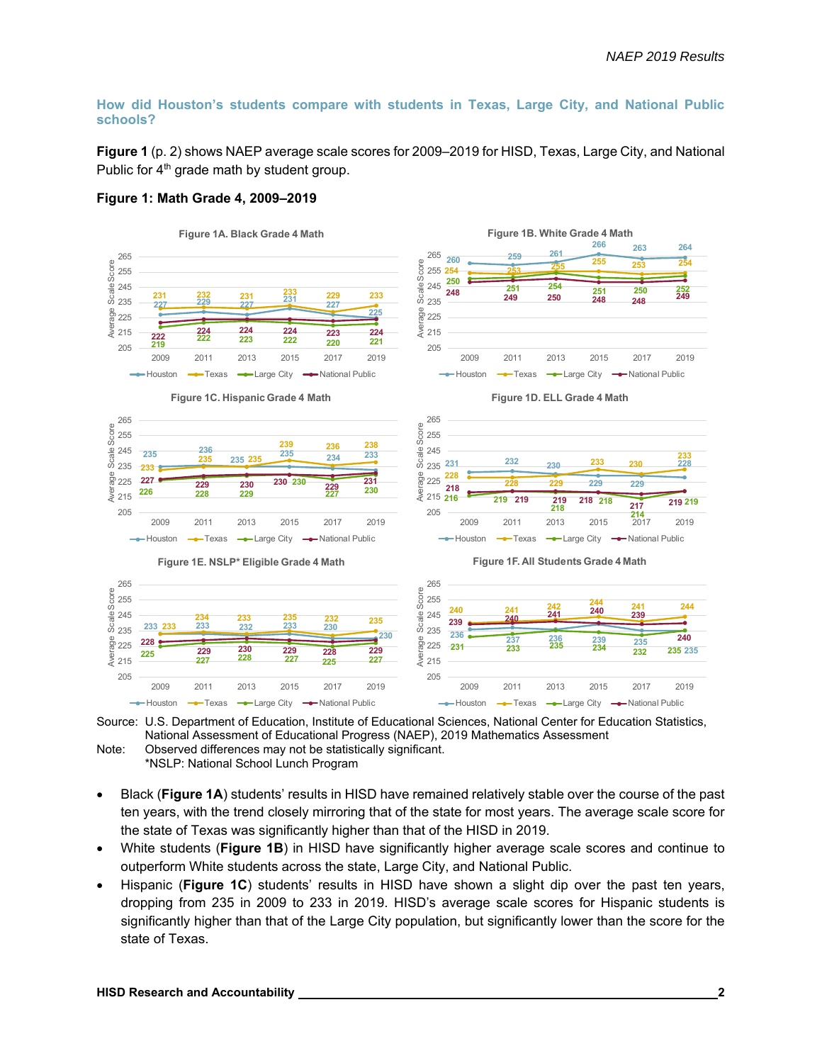### How did Houston's students compare with students in Texas, Large City, and National Public schools?

**Figure 1** (p. 2) shows NAEP average scale scores for 2009–2019 for HISD, Texas, Large City, and National Public for 4th grade math by student group.

#### Figure 1: Math Grade 4, 2009–2019

Figure 1A. Black Grade 4 Math

Average Scale Score

265
255
245
235
225
215
205

231 232 231 233 229 233
227 229 227 231 227 225
222 224 224 224 223 224
219 222 223 222 220 221

2009 2011 2013 2015 2017 2019

Houston Texas Large City National Public

Figure 1B. White Grade 4 Math

Average Scale Score

265
255
245
235
225
215
205

260 259 261 266 263 264
254 253 255 255 253 254
250 251 254 251 250 252
248 249 250 248 248 249

2009 2011 2013 2015 2017 2019

Houston Texas Large City National Public

Figure 1C. Hispanic Grade 4 Math

Average Scale Score

265
255
245
235
225
215
205

235 236 235 235 239 236 238
233 235 235 234 233
227 229 230 230 230 229 231
226 228 229 227 230

2009 2011 2013 2015 2017 2019

Houston Texas Large City National Public

Figure 1D. ELL Grade 4 Math

Average Scale Score

265
255
245
235
225
215
205

231 232 230 233 230 233
228 228 229 229 229 228
218
216 219 219 219 218 218 217 219 219
218 214

2009 2011 2013 2015 2017 2019

Houston Texas Large City National Public

Figure 1E. NSLP* Eligible Grade 4 Math

Average Scale Score

265
255
245
235
225
215
205

233 233 234 233 235 232 235
233 232 233 230 230
228 229 230 229 228 229
225 227 228 227 225 227

2009 2011 2013 2015 2017 2019

Houston Texas Large City National Public

Figure 1F. All Students Grade 4 Math

Average Scale Score

265
255
245
235
225
215
205

240 241 242 244 241 244
239 240 241 240 239 240
236 237 236 239 235
231 233 235 234 232 235 235

2009 2011 2013 2015 2017 2019

Houston Texas Large City National Public

Source: U.S. Department of Education, Institute of Educational Sciences, National Center for Education Statistics, National Assessment of Educational Progress (NAEP), 2019 Mathematics Assessment

Note: Observed differences may not be statistically significant.
*NSLP: National School Lunch Program

- Black (**Figure 1A**) students' results in HISD have remained relatively stable over the course of the past ten years, with the trend closely mirroring that of the state for most years. The average scale score for the state of Texas was significantly higher than that of the HISD in 2019.
- White students (**Figure 1B**) in HISD have significantly higher average scale scores and continue to outperform White students across the state, Large City, and National Public.
- Hispanic (**Figure 1C**) students' results in HISD have shown a slight dip over the past ten years, dropping from 235 in 2009 to 233 in 2019. HISD's average scale scores for Hispanic students is significantly higher than that of the Large City population, but significantly lower than the score for the state of Texas.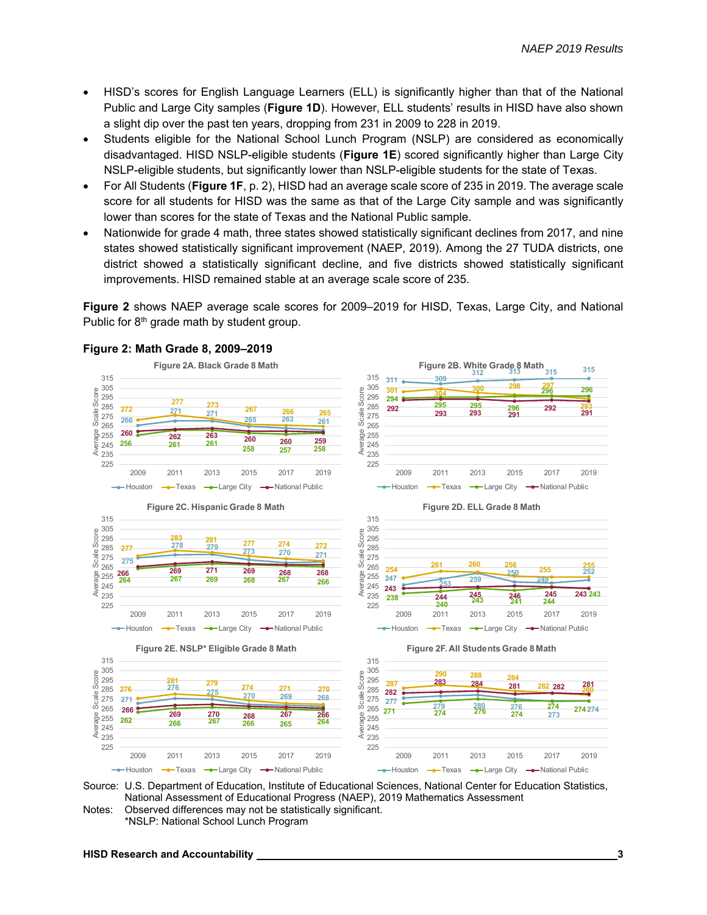- HISD's scores for English Language Learners (ELL) is significantly higher than that of the National Public and Large City samples (**Figure 1D**). However, ELL students' results in HISD have also shown a slight dip over the past ten years, dropping from 231 in 2009 to 228 in 2019.
- Students eligible for the National School Lunch Program (NSLP) are considered as economically disadvantaged. HISD NSLP-eligible students (**Figure 1E**) scored significantly higher than Large City NSLP-eligible students, but significantly lower than NSLP-eligible students for the state of Texas.
- For All Students (**Figure 1F**, p. 2), HISD had an average scale score of 235 in 2019. The average scale score for all students for HISD was the same as that of the Large City sample and was significantly lower than scores for the state of Texas and the National Public sample.
- Nationwide for grade 4 math, three states showed statistically significant declines from 2017, and nine states showed statistically significant improvement (NAEP, 2019). Among the 27 TUDA districts, one district showed a statistically significant decline, and five districts showed statistically significant improvements. HISD remained stable at an average scale score of 235.

**Figure 2** shows NAEP average scale scores for 2009–2019 for HISD, Texas, Large City, and National Public for 8th grade math by student group.

**Figure 2: Math Grade 8, 2009–2019**

Figure 2A. Black Grade 8 Math

Average Scale Score

2009 2011 2013 2015 2017 2019

Houston: 266, 271, 271, 265, 263, 261
Texas: 272, 277, 273, 267, 266, 265
Large City: 256, 261, 261, 258, 257, 258
National Public: 260, 262, 263, 260, 260, 259

Figure 2B. White Grade 8 Math

Houston: 311, 309, 312, 313, 315, 315
Texas: 301, 304, 300, 298, 297, 293
Large City: 294, 295, 295, 296, 296, 296
National Public: 292, 293, 293, 291, 292, 291

Figure 2C. Hispanic Grade 8 Math

Houston: 275, 278, 279, 273, 270, 271
Texas: 277, 283, 281, 277, 274, 272
Large City: 264, 267, 269, 268, 267, 266
National Public: 266, 269, 271, 269, 268, 268

Figure 2D. ELL Grade 8 Math

Houston: 247, 253, 259, 250, 249, 252
Texas: 254, 261, 260, 256, 255, 255
Large City: 238, 240, 243, 241, 244, 243
National Public: 243, 244, 245, 246, 245, 243

Figure 2E. NSLP* Eligible Grade 8 Math

Houston: 271, 276, 275, 270, 269, 268
Texas: 276, 281, 279, 274, 271, 270
Large City: 262, 266, 267, 266, 265, 264
National Public: 266, 269, 270, 268, 267, 266

Figure 2F. All Students Grade 8 Math

Houston: 277, 279, 280, 276, 273, 274
Texas: 287, 290, 288, 284, 282, 280
Large City: 271, 274, 276, 274, 274, 274
National Public: 282, 283, 284, 281, 282, 281

Source: U.S. Department of Education, Institute of Educational Sciences, National Center for Education Statistics, National Assessment of Educational Progress (NAEP), 2019 Mathematics Assessment

Notes: Observed differences may not be statistically significant.
*NSLP: National School Lunch Program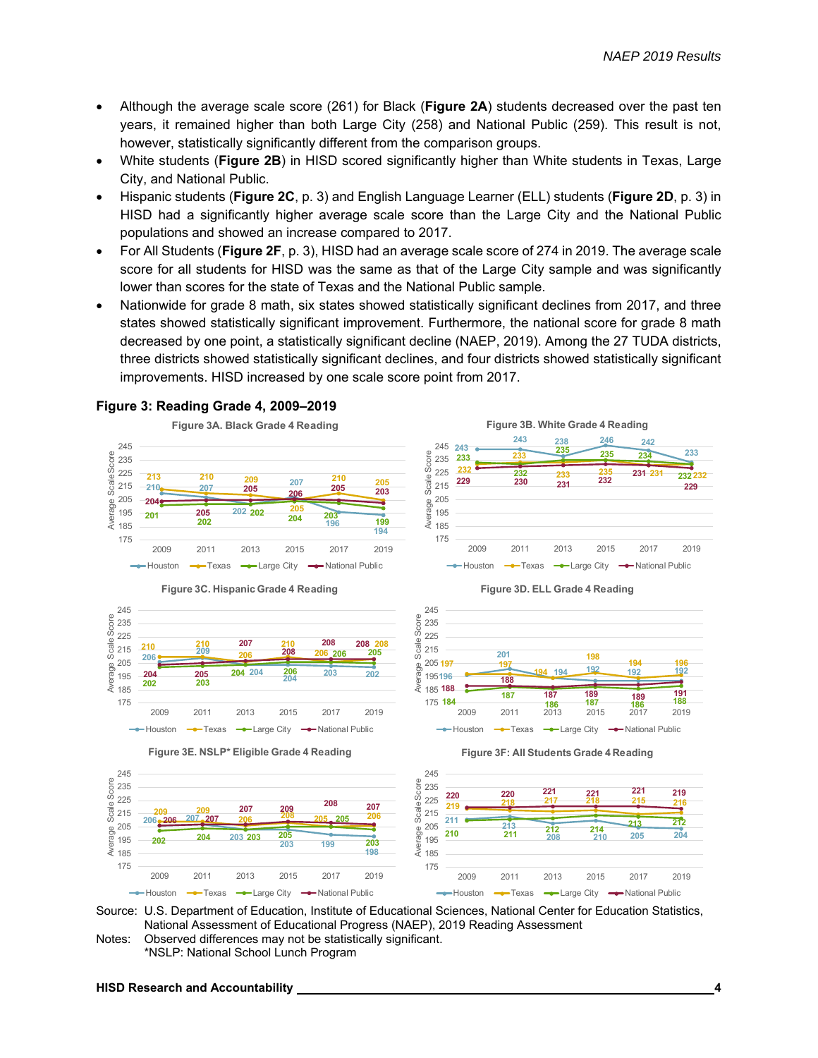- Although the average scale score (261) for Black (**Figure 2A**) students decreased over the past ten years, it remained higher than both Large City (258) and National Public (259). This result is not, however, statistically significantly different from the comparison groups.
- White students (**Figure 2B**) in HISD scored significantly higher than White students in Texas, Large City, and National Public.
- Hispanic students (**Figure 2C**, p. 3) and English Language Learner (ELL) students (**Figure 2D**, p. 3) in HISD had a significantly higher average scale score than the Large City and the National Public populations and showed an increase compared to 2017.
- For All Students (**Figure 2F**, p. 3), HISD had an average scale score of 274 in 2019. The average scale score for all students for HISD was the same as that of the Large City sample and was significantly lower than scores for the state of Texas and the National Public sample.
- Nationwide for grade 8 math, six states showed statistically significant declines from 2017, and three states showed statistically significant improvement. Furthermore, the national score for grade 8 math decreased by one point, a statistically significant decline (NAEP, 2019). Among the 27 TUDA districts, three districts showed statistically significant declines, and four districts showed statistically significant improvements. HISD increased by one scale score point from 2017.

**Figure 3: Reading Grade 4, 2009–2019**

Figure 3A. Black Grade 4 Reading

Average Scale Score: 175, 185, 195, 205, 215, 225, 235, 245
2009, 2011, 2013, 2015, 2017, 2019
213, 210, 204, 201, 210, 207, 205, 202, 209, 205, 202, 202, 207, 206, 205, 204, 210, 205, 203, 196, 205, 203, 199, 194
Houston, Texas, Large City, National Public

Figure 3B. White Grade 4 Reading

Average Scale Score: 175, 185, 195, 205, 215, 225, 235, 245
2009, 2011, 2013, 2015, 2017, 2019
243, 233, 232, 229, 243, 233, 232, 230, 238, 235, 233, 231, 246, 235, 235, 232, 242, 234, 231, 231, 233, 232, 232, 229
Houston, Texas, Large City, National Public

Figure 3C. Hispanic Grade 4 Reading

Average Scale Score: 175, 185, 195, 205, 215, 225, 235, 245
2009, 2011, 2013, 2015, 2017, 2019
210, 206, 204, 202, 210, 209, 205, 203, 207, 206, 204, 204, 210, 208, 206, 204, 208, 206, 206, 203, 208, 208, 205, 202
Houston, Texas, Large City, National Public

Figure 3D. ELL Grade 4 Reading

Average Scale Score: 175, 185, 195, 205, 215, 225, 235, 245
2009, 2011, 2013, 2015, 2017, 2019
197, 196, 188, 184, 201, 197, 188, 187, 194, 194, 187, 186, 198, 192, 189, 187, 194, 192, 189, 186, 196, 192, 191, 188
Houston, Texas, Large City, National Public

Figure 3E. NSLP* Eligible Grade 4 Reading

Average Scale Score: 175, 185, 195, 205, 215, 225, 235, 245
2009, 2011, 2013, 2015, 2017, 2019
209, 206, 206, 202, 209, 207, 207, 204, 207, 206, 203, 203, 209, 208, 205, 203, 208, 205, 205, 199, 207, 206, 203, 198
Houston, Texas, Large City, National Public

Figure 3F: All Students Grade 4 Reading

Average Scale Score: 175, 185, 195, 205, 215, 225, 235, 245
2009, 2011, 2013, 2015, 2017, 2019
220, 219, 211, 210, 220, 218, 213, 211, 221, 217, 212, 208, 221, 218, 214, 210, 221, 215, 213, 205, 219, 216, 212, 204
Houston, Texas, Large City, National Public

Source: U.S. Department of Education, Institute of Educational Sciences, National Center for Education Statistics, National Assessment of Educational Progress (NAEP), 2019 Reading Assessment

Notes: Observed differences may not be statistically significant.
*NSLP: National School Lunch Program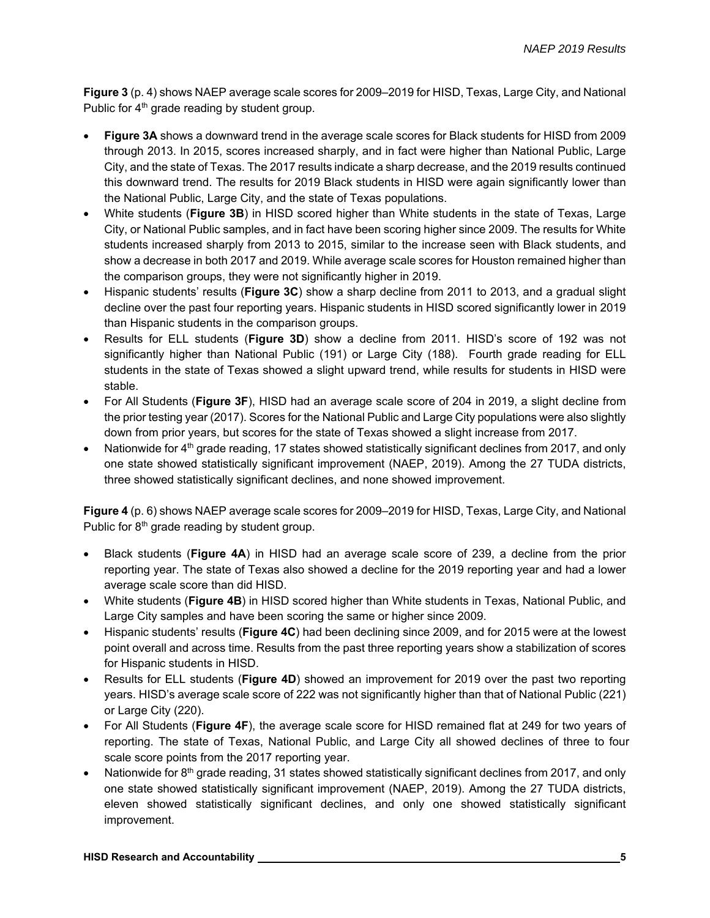**Figure 3** (p. 4) shows NAEP average scale scores for 2009–2019 for HISD, Texas, Large City, and National Public for 4th grade reading by student group.

- **Figure 3A** shows a downward trend in the average scale scores for Black students for HISD from 2009 through 2013. In 2015, scores increased sharply, and in fact were higher than National Public, Large City, and the state of Texas. The 2017 results indicate a sharp decrease, and the 2019 results continued this downward trend. The results for 2019 Black students in HISD were again significantly lower than the National Public, Large City, and the state of Texas populations.
- White students (**Figure 3B**) in HISD scored higher than White students in the state of Texas, Large City, or National Public samples, and in fact have been scoring higher since 2009. The results for White students increased sharply from 2013 to 2015, similar to the increase seen with Black students, and show a decrease in both 2017 and 2019. While average scale scores for Houston remained higher than the comparison groups, they were not significantly higher in 2019.
- Hispanic students' results (**Figure 3C**) show a sharp decline from 2011 to 2013, and a gradual slight decline over the past four reporting years. Hispanic students in HISD scored significantly lower in 2019 than Hispanic students in the comparison groups.
- Results for ELL students (**Figure 3D**) show a decline from 2011. HISD's score of 192 was not significantly higher than National Public (191) or Large City (188). Fourth grade reading for ELL students in the state of Texas showed a slight upward trend, while results for students in HISD were stable.
- For All Students (**Figure 3F**), HISD had an average scale score of 204 in 2019, a slight decline from the prior testing year (2017). Scores for the National Public and Large City populations were also slightly down from prior years, but scores for the state of Texas showed a slight increase from 2017.
- Nationwide for 4th grade reading, 17 states showed statistically significant declines from 2017, and only one state showed statistically significant improvement (NAEP, 2019). Among the 27 TUDA districts, three showed statistically significant declines, and none showed improvement.

**Figure 4** (p. 6) shows NAEP average scale scores for 2009–2019 for HISD, Texas, Large City, and National Public for 8th grade reading by student group.

- Black students (**Figure 4A**) in HISD had an average scale score of 239, a decline from the prior reporting year. The state of Texas also showed a decline for the 2019 reporting year and had a lower average scale score than did HISD.
- White students (**Figure 4B**) in HISD scored higher than White students in Texas, National Public, and Large City samples and have been scoring the same or higher since 2009.
- Hispanic students' results (**Figure 4C**) had been declining since 2009, and for 2015 were at the lowest point overall and across time. Results from the past three reporting years show a stabilization of scores for Hispanic students in HISD.
- Results for ELL students (**Figure 4D**) showed an improvement for 2019 over the past two reporting years. HISD's average scale score of 222 was not significantly higher than that of National Public (221) or Large City (220).
- For All Students (**Figure 4F**), the average scale score for HISD remained flat at 249 for two years of reporting. The state of Texas, National Public, and Large City all showed declines of three to four scale score points from the 2017 reporting year.
- Nationwide for 8th grade reading, 31 states showed statistically significant declines from 2017, and only one state showed statistically significant improvement (NAEP, 2019). Among the 27 TUDA districts, eleven showed statistically significant declines, and only one showed statistically significant improvement.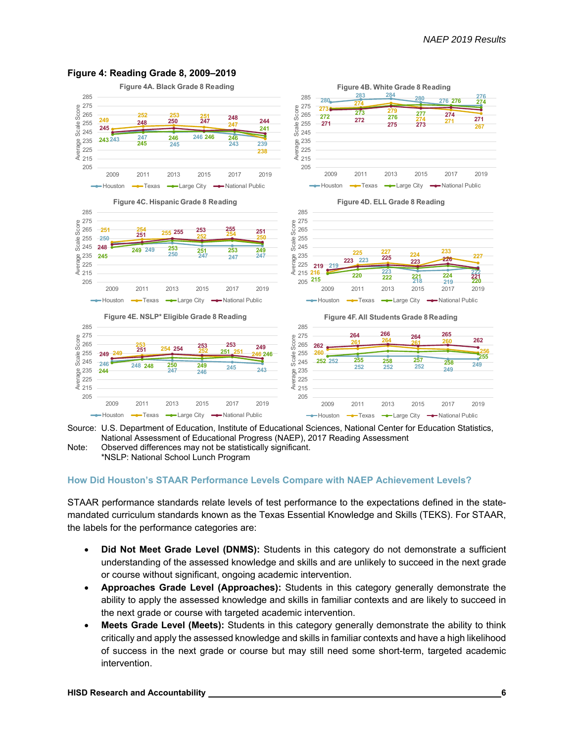**Figure 4: Reading Grade 8, 2009–2019**

Figure 4A. Black Grade 8 Reading

Average Scale Score

285 275 265 255 245 235 225 215 205

2009 2011 2013 2015 2017 2019

249 245 243 243 252 248 247 245 253 250 246 245 251 247 246 246 248 247 246 243 244 241 239 238

Houston Texas Large City National Public

Figure 4B. White Grade 8 Reading

Average Scale Score

285 275 265 255 245 235 225 215 205

2009 2011 2013 2015 2017 2019

280 273 272 271 283 274 273 272 284 279 276 275 280 277 274 273 276 276 274 271 276 274 271 267

Houston Texas Large City National Public

Figure 4C. Hispanic Grade 8 Reading

Average Scale Score

285 275 265 255 245 235 225 215 205

2009 2011 2013 2015 2017 2019

251 250 248 245 254 251 249 249 255 255 253 250 253 252 251 247 255 254 253 247 251 250 249 247

Houston Texas Large City National Public

Figure 4D. ELL Grade 8 Reading

Average Scale Score

285 275 265 255 245 235 225 215 205

2009 2011 2013 2015 2017 2019

219 219 216 215 225 223 223 220 227 225 223 222 224 223 221 218 233 226 224 219 227 222 221 220

Houston Texas Large City National Public

Figure 4E. NSLP* Eligible Grade 8 Reading

Average Scale Score

285 275 265 255 245 235 225 215 205

2009 2011 2013 2015 2017 2019

249 249 246 244 253 251 248 248 254 254 250 247 253 252 249 246 253 251 251 245 249 246 246 243

Houston Texas Large City National Public

Figure 4F. All Students Grade 8 Reading

Average Scale Score

285 275 265 255 245 235 225 215 205

2009 2011 2013 2015 2017 2019

262 260 252 252 264 261 255 252 266 264 258 252 264 261 257 252 265 260 258 249 262 256 255 249

Houston Texas Large City National Public

Source: U.S. Department of Education, Institute of Educational Sciences, National Center for Education Statistics, National Assessment of Educational Progress (NAEP), 2017 Reading Assessment

Note: Observed differences may not be statistically significant.
*NSLP: National School Lunch Program

### How Did Houston's STAAR Performance Levels Compare with NAEP Achievement Levels?

STAAR performance standards relate levels of test performance to the expectations defined in the state-mandated curriculum standards known as the Texas Essential Knowledge and Skills (TEKS). For STAAR, the labels for the performance categories are:

- **Did Not Meet Grade Level (DNMS):** Students in this category do not demonstrate a sufficient understanding of the assessed knowledge and skills and are unlikely to succeed in the next grade or course without significant, ongoing academic intervention.
- **Approaches Grade Level (Approaches):** Students in this category generally demonstrate the ability to apply the assessed knowledge and skills in familiar contexts and are likely to succeed in the next grade or course with targeted academic intervention.
- **Meets Grade Level (Meets):** Students in this category generally demonstrate the ability to think critically and apply the assessed knowledge and skills in familiar contexts and have a high likelihood of success in the next grade or course but may still need some short-term, targeted academic intervention.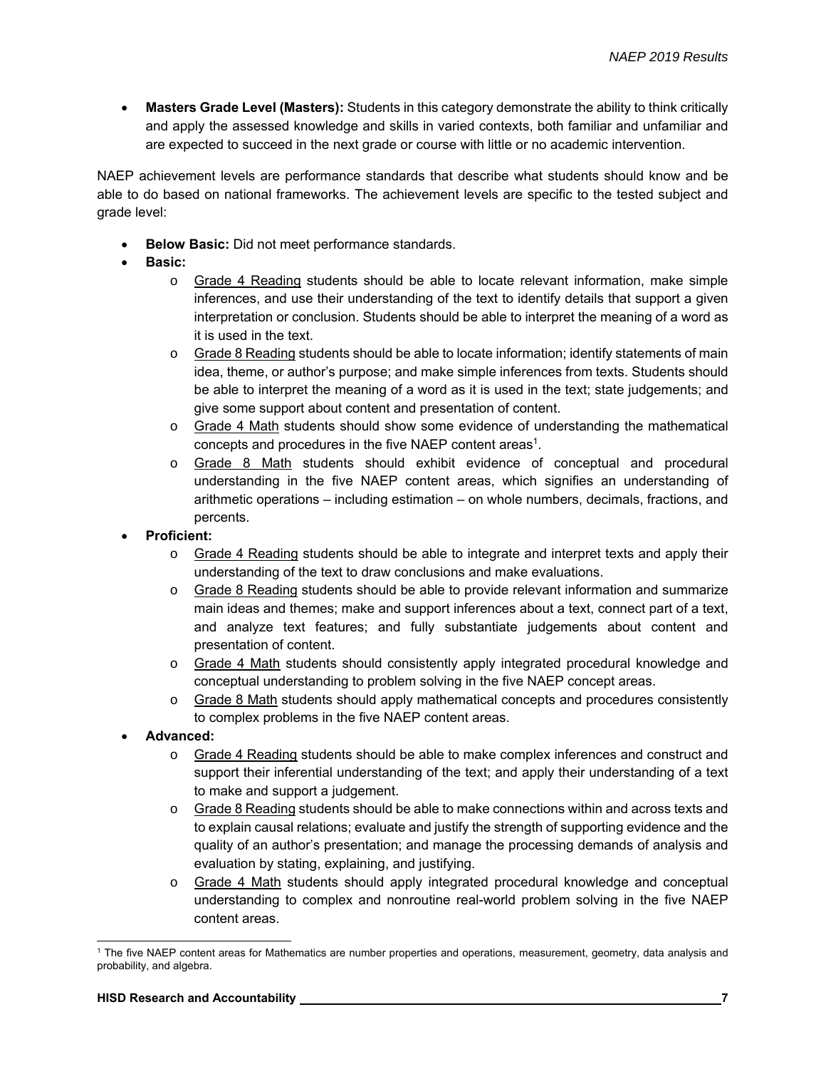- **Masters Grade Level (Masters):** Students in this category demonstrate the ability to think critically and apply the assessed knowledge and skills in varied contexts, both familiar and unfamiliar and are expected to succeed in the next grade or course with little or no academic intervention.

NAEP achievement levels are performance standards that describe what students should know and be able to do based on national frameworks. The achievement levels are specific to the tested subject and grade level:

- **Below Basic:** Did not meet performance standards.
- **Basic:**
    - Grade 4 Reading students should be able to locate relevant information, make simple inferences, and use their understanding of the text to identify details that support a given interpretation or conclusion. Students should be able to interpret the meaning of a word as it is used in the text.
    - Grade 8 Reading students should be able to locate information; identify statements of main idea, theme, or author's purpose; and make simple inferences from texts. Students should be able to interpret the meaning of a word as it is used in the text; state judgements; and give some support about content and presentation of content.
    - Grade 4 Math students should show some evidence of understanding the mathematical concepts and procedures in the five NAEP content areas[1].
    - Grade 8 Math students should exhibit evidence of conceptual and procedural understanding in the five NAEP content areas, which signifies an understanding of arithmetic operations – including estimation – on whole numbers, decimals, fractions, and percents.
- **Proficient:**
    - Grade 4 Reading students should be able to integrate and interpret texts and apply their understanding of the text to draw conclusions and make evaluations.
    - Grade 8 Reading students should be able to provide relevant information and summarize main ideas and themes; make and support inferences about a text, connect part of a text, and analyze text features; and fully substantiate judgements about content and presentation of content.
    - Grade 4 Math students should consistently apply integrated procedural knowledge and conceptual understanding to problem solving in the five NAEP concept areas.
    - Grade 8 Math students should apply mathematical concepts and procedures consistently to complex problems in the five NAEP content areas.
- **Advanced:**
    - Grade 4 Reading students should be able to make complex inferences and construct and support their inferential understanding of the text; and apply their understanding of a text to make and support a judgement.
    - Grade 8 Reading students should be able to make connections within and across texts and to explain causal relations; evaluate and justify the strength of supporting evidence and the quality of an author's presentation; and manage the processing demands of analysis and evaluation by stating, explaining, and justifying.
    - Grade 4 Math students should apply integrated procedural knowledge and conceptual understanding to complex and nonroutine real-world problem solving in the five NAEP content areas.

[1] The five NAEP content areas for Mathematics are number properties and operations, measurement, geometry, data analysis and probability, and algebra.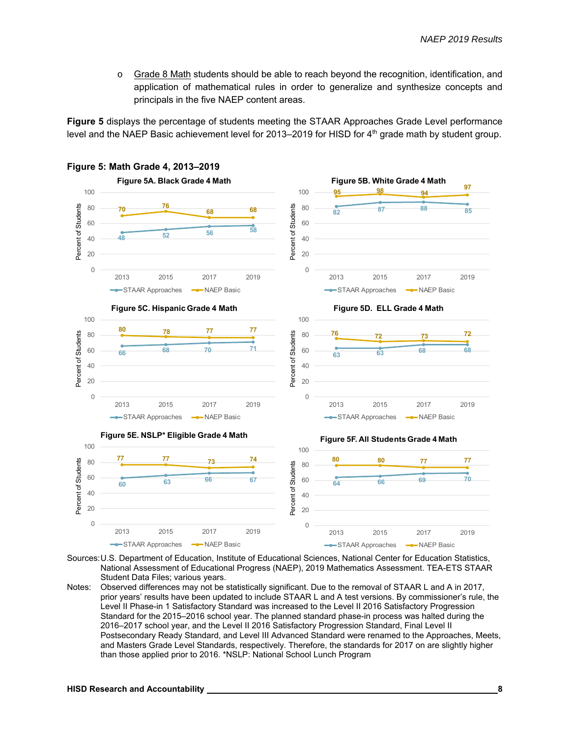- Grade 8 Math students should be able to reach beyond the recognition, identification, and application of mathematical rules in order to generalize and synthesize concepts and principals in the five NAEP content areas.

**Figure 5** displays the percentage of students meeting the STAAR Approaches Grade Level performance level and the NAEP Basic achievement level for 2013–2019 for HISD for 4th grade math by student group.

**Figure 5: Math Grade 4, 2013–2019**

**Figure 5A. Black Grade 4 Math**

Percent of Students

100
80
60
40
20
0

2013 2015 2017 2019

NAEP Basic: 70, 76, 68, 68
STAAR Approaches: 48, 52, 56, 58

STAAR Approaches — NAEP Basic

**Figure 5B. White Grade 4 Math**

Percent of Students

100
80
60
40
20
0

2013 2015 2017 2019

NAEP Basic: 95, 98, 94, 97
STAAR Approaches: 82, 87, 88, 85

STAAR Approaches — NAEP Basic

**Figure 5C. Hispanic Grade 4 Math**

Percent of Students

100
80
60
40
20
0

2013 2015 2017 2019

NAEP Basic: 80, 78, 77, 77
STAAR Approaches: 66, 68, 70, 71

STAAR Approaches — NAEP Basic

**Figure 5D. ELL Grade 4 Math**

Percent of Students

100
80
60
40
20
0

2013 2015 2017 2019

NAEP Basic: 76, 72, 73, 72
STAAR Approaches: 63, 63, 68, 68

STAAR Approaches — NAEP Basic

**Figure 5E. NSLP* Eligible Grade 4 Math**

Percent of Students

100
80
60
40
20
0

2013 2015 2017 2019

NAEP Basic: 77, 77, 73, 74
STAAR Approaches: 60, 63, 66, 67

STAAR Approaches — NAEP Basic

**Figure 5F. All Students Grade 4 Math**

Percent of Students

100
80
60
40
20
0

2013 2015 2017 2019

NAEP Basic: 80, 80, 77, 77
STAAR Approaches: 64, 66, 69, 70

STAAR Approaches — NAEP Basic

Sources: U.S. Department of Education, Institute of Educational Sciences, National Center for Education Statistics, National Assessment of Educational Progress (NAEP), 2019 Mathematics Assessment. TEA-ETS STAAR Student Data Files; various years.

Notes: Observed differences may not be statistically significant. Due to the removal of STAAR L and A in 2017, prior years' results have been updated to include STAAR L and A test versions. By commissioner's rule, the Level II Phase-in 1 Satisfactory Standard was increased to the Level II 2016 Satisfactory Progression Standard for the 2015–2016 school year. The planned standard phase-in process was halted during the 2016–2017 school year, and the Level II 2016 Satisfactory Progression Standard, Final Level II Postsecondary Ready Standard, and Level III Advanced Standard were renamed to the Approaches, Meets, and Masters Grade Level Standards, respectively. Therefore, the standards for 2017 on are slightly higher than those applied prior to 2016. *NSLP: National School Lunch Program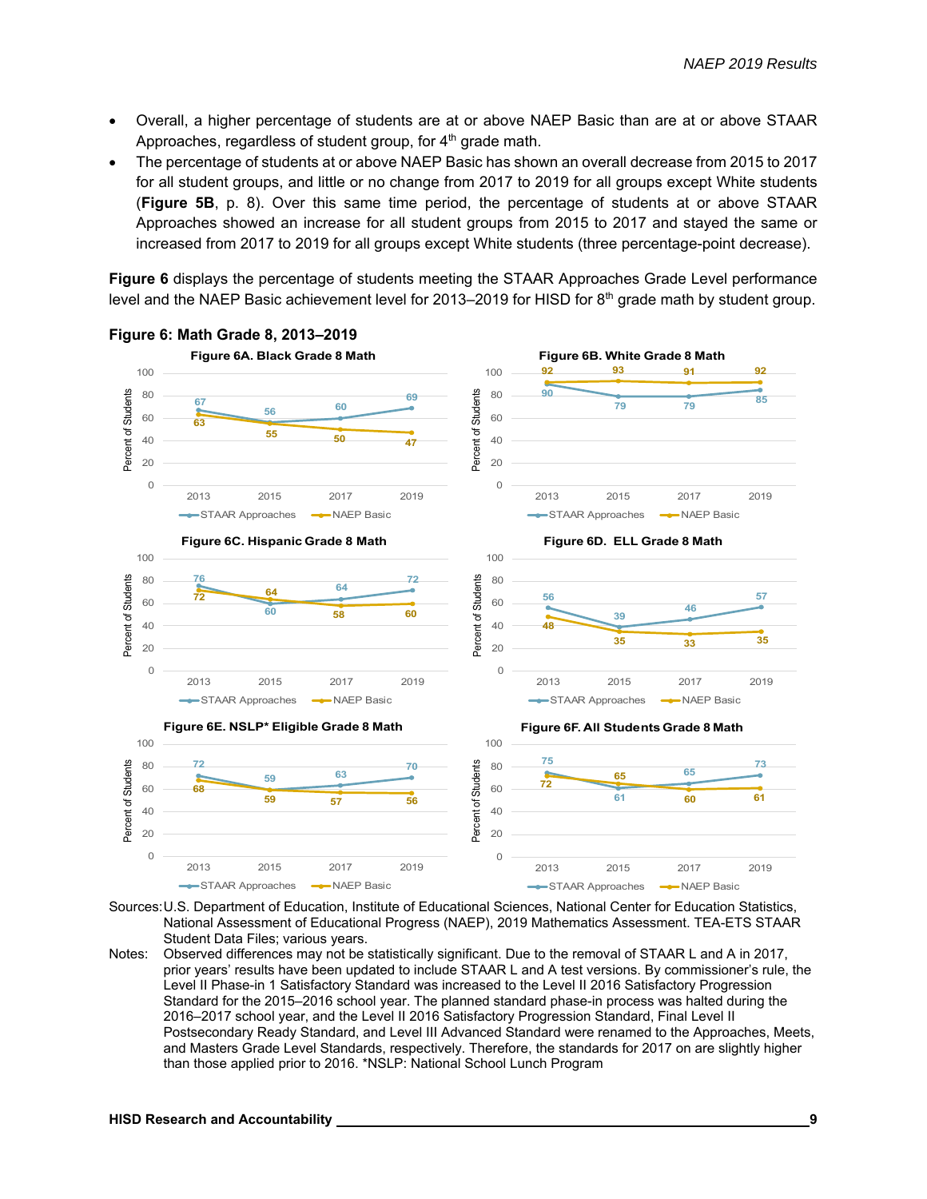- Overall, a higher percentage of students are at or above NAEP Basic than are at or above STAAR Approaches, regardless of student group, for 4th grade math.
- The percentage of students at or above NAEP Basic has shown an overall decrease from 2015 to 2017 for all student groups, and little or no change from 2017 to 2019 for all groups except White students (**Figure 5B**, p. 8). Over this same time period, the percentage of students at or above STAAR Approaches showed an increase for all student groups from 2015 to 2017 and stayed the same or increased from 2017 to 2019 for all groups except White students (three percentage-point decrease).

**Figure 6** displays the percentage of students meeting the STAAR Approaches Grade Level performance level and the NAEP Basic achievement level for 2013–2019 for HISD for 8th grade math by student group.

**Figure 6: Math Grade 8, 2013–2019**

**Figure 6A. Black Grade 8 Math**

Percent of Students

100
80
60
40
20
0

2013 2015 2017 2019

STAAR Approaches: 67, 56, 60, 69
NAEP Basic: 63, 55, 50, 47

**Figure 6B. White Grade 8 Math**

Percent of Students

100
80
60
40
20
0

2013 2015 2017 2019

STAAR Approaches: 90, 79, 79, 85
NAEP Basic: 92, 93, 91, 92

**Figure 6C. Hispanic Grade 8 Math**

Percent of Students

100
80
60
40
20
0

2013 2015 2017 2019

STAAR Approaches: 76, 60, 64, 72
NAEP Basic: 72, 64, 58, 60

**Figure 6D. ELL Grade 8 Math**

Percent of Students

100
80
60
40
20
0

2013 2015 2017 2019

STAAR Approaches: 56, 39, 46, 57
NAEP Basic: 48, 35, 33, 35

**Figure 6E. NSLP* Eligible Grade 8 Math**

Percent of Students

100
80
60
40
20
0

2013 2015 2017 2019

STAAR Approaches: 72, 59, 63, 70
NAEP Basic: 68, 59, 57, 56

**Figure 6F. All Students Grade 8 Math**

Percent of Students

100
80
60
40
20
0

2013 2015 2017 2019

STAAR Approaches: 75, 61, 65, 73
NAEP Basic: 72, 65, 60, 61

Sources: U.S. Department of Education, Institute of Educational Sciences, National Center for Education Statistics, National Assessment of Educational Progress (NAEP), 2019 Mathematics Assessment. TEA-ETS STAAR Student Data Files; various years.

Notes: Observed differences may not be statistically significant. Due to the removal of STAAR L and A in 2017, prior years' results have been updated to include STAAR L and A test versions. By commissioner's rule, the Level II Phase-in 1 Satisfactory Standard was increased to the Level II 2016 Satisfactory Progression Standard for the 2015–2016 school year. The planned standard phase-in process was halted during the 2016–2017 school year, and the Level II 2016 Satisfactory Progression Standard, Final Level II Postsecondary Ready Standard, and Level III Advanced Standard were renamed to the Approaches, Meets, and Masters Grade Level Standards, respectively. Therefore, the standards for 2017 on are slightly higher than those applied prior to 2016. *NSLP: National School Lunch Program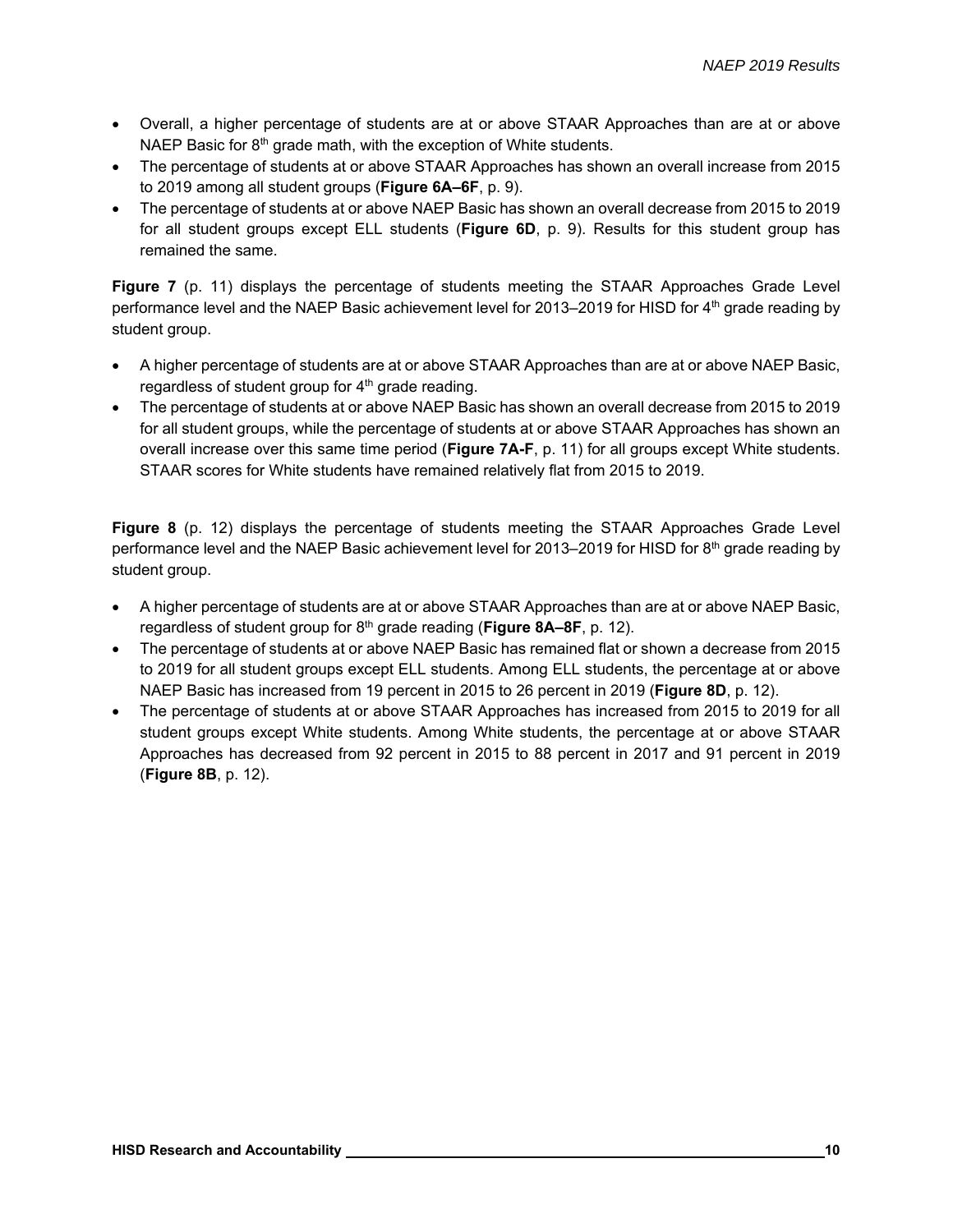- Overall, a higher percentage of students are at or above STAAR Approaches than are at or above NAEP Basic for 8th grade math, with the exception of White students.
- The percentage of students at or above STAAR Approaches has shown an overall increase from 2015 to 2019 among all student groups (**Figure 6A–6F**, p. 9).
- The percentage of students at or above NAEP Basic has shown an overall decrease from 2015 to 2019 for all student groups except ELL students (**Figure 6D**, p. 9). Results for this student group has remained the same.

**Figure 7** (p. 11) displays the percentage of students meeting the STAAR Approaches Grade Level performance level and the NAEP Basic achievement level for 2013–2019 for HISD for 4th grade reading by student group.

- A higher percentage of students are at or above STAAR Approaches than are at or above NAEP Basic, regardless of student group for 4th grade reading.
- The percentage of students at or above NAEP Basic has shown an overall decrease from 2015 to 2019 for all student groups, while the percentage of students at or above STAAR Approaches has shown an overall increase over this same time period (**Figure 7A-F**, p. 11) for all groups except White students. STAAR scores for White students have remained relatively flat from 2015 to 2019.

**Figure 8** (p. 12) displays the percentage of students meeting the STAAR Approaches Grade Level performance level and the NAEP Basic achievement level for 2013–2019 for HISD for 8th grade reading by student group.

- A higher percentage of students are at or above STAAR Approaches than are at or above NAEP Basic, regardless of student group for 8th grade reading (**Figure 8A–8F**, p. 12).
- The percentage of students at or above NAEP Basic has remained flat or shown a decrease from 2015 to 2019 for all student groups except ELL students. Among ELL students, the percentage at or above NAEP Basic has increased from 19 percent in 2015 to 26 percent in 2019 (**Figure 8D**, p. 12).
- The percentage of students at or above STAAR Approaches has increased from 2015 to 2019 for all student groups except White students. Among White students, the percentage at or above STAAR Approaches has decreased from 92 percent in 2015 to 88 percent in 2017 and 91 percent in 2019 (**Figure 8B**, p. 12).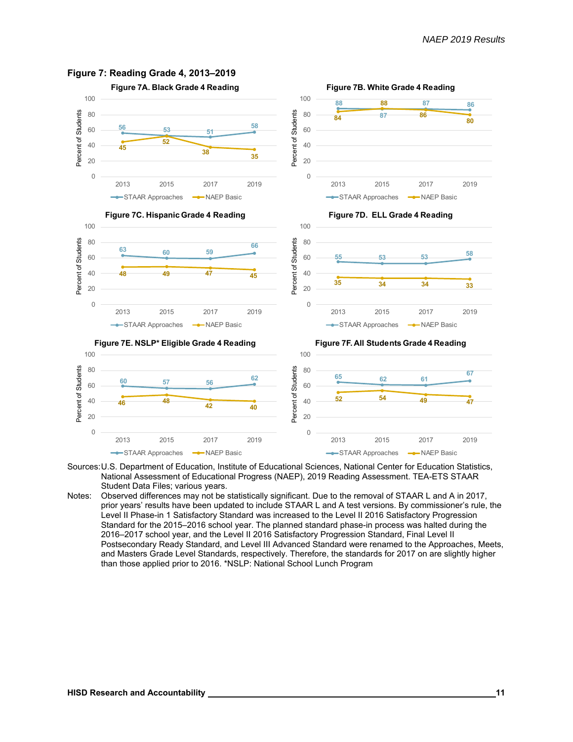## Figure 7: Reading Grade 4, 2013–2019

**Figure 7A. Black Grade 4 Reading**

Percent of Students

100
80
60
40
20
0

2013 2015 2017 2019

STAAR Approaches: 56, 53, 51, 58
NAEP Basic: 45, 52, 38, 35

STAAR Approaches — NAEP Basic

**Figure 7B. White Grade 4 Reading**

Percent of Students

100
80
60
40
20
0

2013 2015 2017 2019

STAAR Approaches: 88, 87, 87, 86
NAEP Basic: 84, 88, 86, 80

STAAR Approaches — NAEP Basic

**Figure 7C. Hispanic Grade 4 Reading**

Percent of Students

100
80
60
40
20
0

2013 2015 2017 2019

STAAR Approaches: 63, 60, 59, 66
NAEP Basic: 48, 49, 47, 45

STAAR Approaches — NAEP Basic

**Figure 7D. ELL Grade 4 Reading**

Percent of Students

100
80
60
40
20
0

2013 2015 2017 2019

STAAR Approaches: 55, 53, 53, 58
NAEP Basic: 35, 34, 34, 33

STAAR Approaches — NAEP Basic

**Figure 7E. NSLP* Eligible Grade 4 Reading**

Percent of Students

100
80
60
40
20
0

2013 2015 2017 2019

STAAR Approaches: 60, 57, 56, 62
NAEP Basic: 46, 48, 42, 40

STAAR Approaches — NAEP Basic

**Figure 7F. All Students Grade 4 Reading**

Percent of Students

100
80
60
40
20
0

2013 2015 2017 2019

STAAR Approaches: 65, 62, 61, 67
NAEP Basic: 52, 54, 49, 47

STAAR Approaches — NAEP Basic

Sources: U.S. Department of Education, Institute of Educational Sciences, National Center for Education Statistics, National Assessment of Educational Progress (NAEP), 2019 Reading Assessment. TEA-ETS STAAR Student Data Files; various years.

Notes: Observed differences may not be statistically significant. Due to the removal of STAAR L and A in 2017, prior years' results have been updated to include STAAR L and A test versions. By commissioner's rule, the Level II Phase-in 1 Satisfactory Standard was increased to the Level II 2016 Satisfactory Progression Standard for the 2015–2016 school year. The planned standard phase-in process was halted during the 2016–2017 school year, and the Level II 2016 Satisfactory Progression Standard, Final Level II Postsecondary Ready Standard, and Level III Advanced Standard were renamed to the Approaches, Meets, and Masters Grade Level Standards, respectively. Therefore, the standards for 2017 on are slightly higher than those applied prior to 2016. *NSLP: National School Lunch Program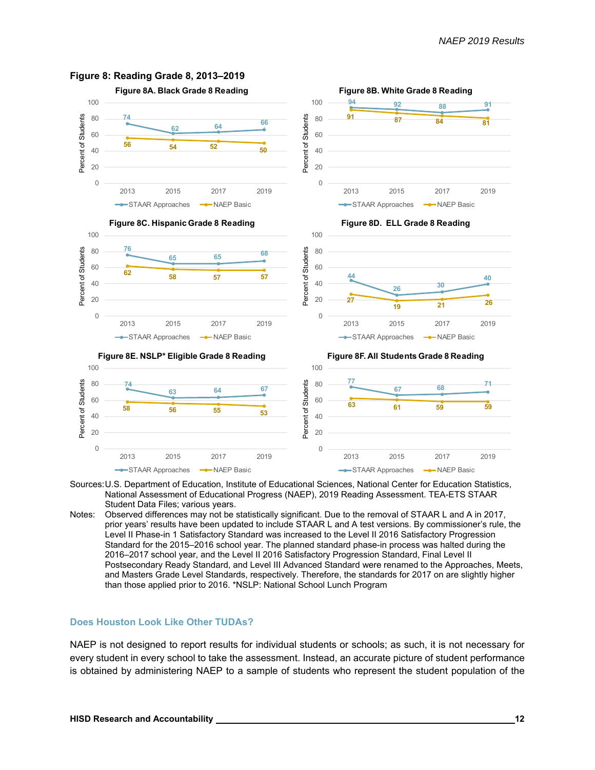**Figure 8: Reading Grade 8, 2013–2019**

Figure 8A. Black Grade 8 Reading

100
80
60
40
20
0
Percent of Students
74
62
64
66
56
54
52
50
2013
2015
2017
2019
STAAR Approaches
NAEP Basic

Figure 8B. White Grade 8 Reading

100
80
60
40
20
0
Percent of Students
94
92
88
91
91
87
84
81
2013
2015
2017
2019
STAAR Approaches
NAEP Basic

Figure 8C. Hispanic Grade 8 Reading

100
80
60
40
20
0
Percent of Students
76
65
65
68
62
58
57
57
2013
2015
2017
2019
STAAR Approaches
NAEP Basic

Figure 8D. ELL Grade 8 Reading

100
80
60
40
20
0
Percent of Students
44
26
30
40
27
19
21
26
2013
2015
2017
2019
STAAR Approaches
NAEP Basic

Figure 8E. NSLP* Eligible Grade 8 Reading

100
80
60
40
20
0
Percent of Students
74
63
64
67
58
56
55
53
2013
2015
2017
2019
STAAR Approaches
NAEP Basic

Figure 8F. All Students Grade 8 Reading

100
80
60
40
20
0
Percent of Students
77
67
68
71
63
61
59
59
2013
2015
2017
2019
STAAR Approaches
NAEP Basic

Sources: U.S. Department of Education, Institute of Educational Sciences, National Center for Education Statistics, National Assessment of Educational Progress (NAEP), 2019 Reading Assessment. TEA-ETS STAAR Student Data Files; various years.

Notes: Observed differences may not be statistically significant. Due to the removal of STAAR L and A in 2017, prior years' results have been updated to include STAAR L and A test versions. By commissioner's rule, the Level II Phase-in 1 Satisfactory Standard was increased to the Level II 2016 Satisfactory Progression Standard for the 2015–2016 school year. The planned standard phase-in process was halted during the 2016–2017 school year, and the Level II 2016 Satisfactory Progression Standard, Final Level II Postsecondary Ready Standard, and Level III Advanced Standard were renamed to the Approaches, Meets, and Masters Grade Level Standards, respectively. Therefore, the standards for 2017 on are slightly higher than those applied prior to 2016. *NSLP: National School Lunch Program

## Does Houston Look Like Other TUDAs?

NAEP is not designed to report results for individual students or schools; as such, it is not necessary for every student in every school to take the assessment. Instead, an accurate picture of student performance is obtained by administering NAEP to a sample of students who represent the student population of the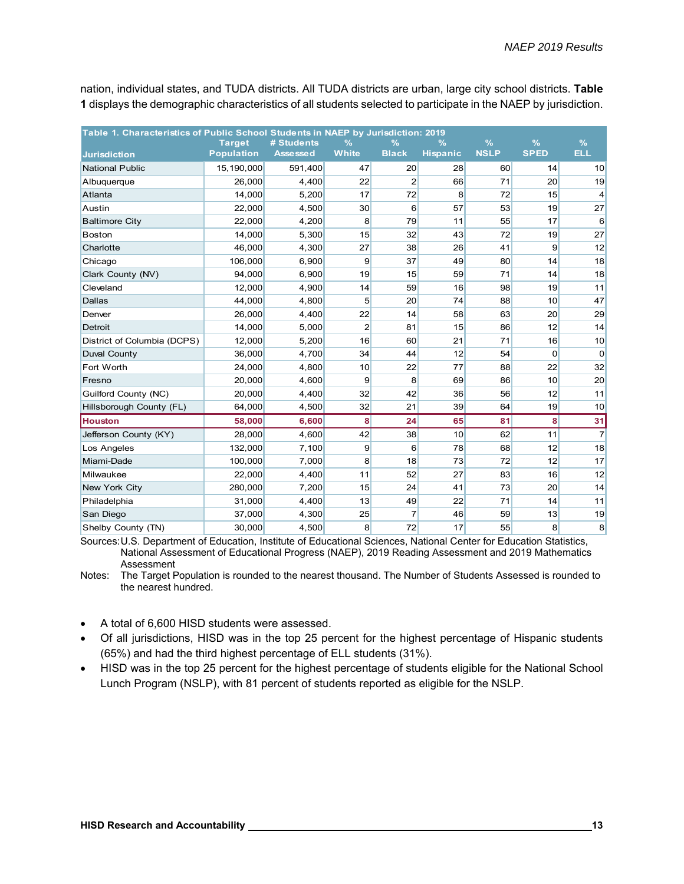nation, individual states, and TUDA districts. All TUDA districts are urban, large city school districts. **Table 1** displays the demographic characteristics of all students selected to participate in the NAEP by jurisdiction.

**Table 1. Characteristics of Public School Students in NAEP by Jurisdiction: 2019**

| Jurisdiction | Target Population | # Students Assessed | % White | % Black | % Hispanic | % NSLP | % SPED | % ELL |
|---|---|---|---|---|---|---|---|---|
| National Public | 15,190,000 | 591,400 | 47 | 20 | 28 | 60 | 14 | 10 |
| Albuquerque | 26,000 | 4,400 | 22 | 2 | 66 | 71 | 20 | 19 |
| Atlanta | 14,000 | 5,200 | 17 | 72 | 8 | 72 | 15 | 4 |
| Austin | 22,000 | 4,500 | 30 | 6 | 57 | 53 | 19 | 27 |
| Baltimore City | 22,000 | 4,200 | 8 | 79 | 11 | 55 | 17 | 6 |
| Boston | 14,000 | 5,300 | 15 | 32 | 43 | 72 | 19 | 27 |
| Charlotte | 46,000 | 4,300 | 27 | 38 | 26 | 41 | 9 | 12 |
| Chicago | 106,000 | 6,900 | 9 | 37 | 49 | 80 | 14 | 18 |
| Clark County (NV) | 94,000 | 6,900 | 19 | 15 | 59 | 71 | 14 | 18 |
| Cleveland | 12,000 | 4,900 | 14 | 59 | 16 | 98 | 19 | 11 |
| Dallas | 44,000 | 4,800 | 5 | 20 | 74 | 88 | 10 | 47 |
| Denver | 26,000 | 4,400 | 22 | 14 | 58 | 63 | 20 | 29 |
| Detroit | 14,000 | 5,000 | 2 | 81 | 15 | 86 | 12 | 14 |
| District of Columbia (DCPS) | 12,000 | 5,200 | 16 | 60 | 21 | 71 | 16 | 10 |
| Duval County | 36,000 | 4,700 | 34 | 44 | 12 | 54 | 0 | 0 |
| Fort Worth | 24,000 | 4,800 | 10 | 22 | 77 | 88 | 22 | 32 |
| Fresno | 20,000 | 4,600 | 9 | 8 | 69 | 86 | 10 | 20 |
| Guilford County (NC) | 20,000 | 4,400 | 32 | 42 | 36 | 56 | 12 | 11 |
| Hillsborough County (FL) | 64,000 | 4,500 | 32 | 21 | 39 | 64 | 19 | 10 |
| **Houston** | **58,000** | **6,600** | **8** | **24** | **65** | **81** | **8** | **31** |
| Jefferson County (KY) | 28,000 | 4,600 | 42 | 38 | 10 | 62 | 11 | 7 |
| Los Angeles | 132,000 | 7,100 | 9 | 6 | 78 | 68 | 12 | 18 |
| Miami-Dade | 100,000 | 7,000 | 8 | 18 | 73 | 72 | 12 | 17 |
| Milwaukee | 22,000 | 4,400 | 11 | 52 | 27 | 83 | 16 | 12 |
| New York City | 280,000 | 7,200 | 15 | 24 | 41 | 73 | 20 | 14 |
| Philadelphia | 31,000 | 4,400 | 13 | 49 | 22 | 71 | 14 | 11 |
| San Diego | 37,000 | 4,300 | 25 | 7 | 46 | 59 | 13 | 19 |
| Shelby County (TN) | 30,000 | 4,500 | 8 | 72 | 17 | 55 | 8 | 8 |

Sources: U.S. Department of Education, Institute of Educational Sciences, National Center for Education Statistics, National Assessment of Educational Progress (NAEP), 2019 Reading Assessment and 2019 Mathematics Assessment

Notes: The Target Population is rounded to the nearest thousand. The Number of Students Assessed is rounded to the nearest hundred.

- A total of 6,600 HISD students were assessed.
- Of all jurisdictions, HISD was in the top 25 percent for the highest percentage of Hispanic students (65%) and had the third highest percentage of ELL students (31%).
- HISD was in the top 25 percent for the highest percentage of students eligible for the National School Lunch Program (NSLP), with 81 percent of students reported as eligible for the NSLP.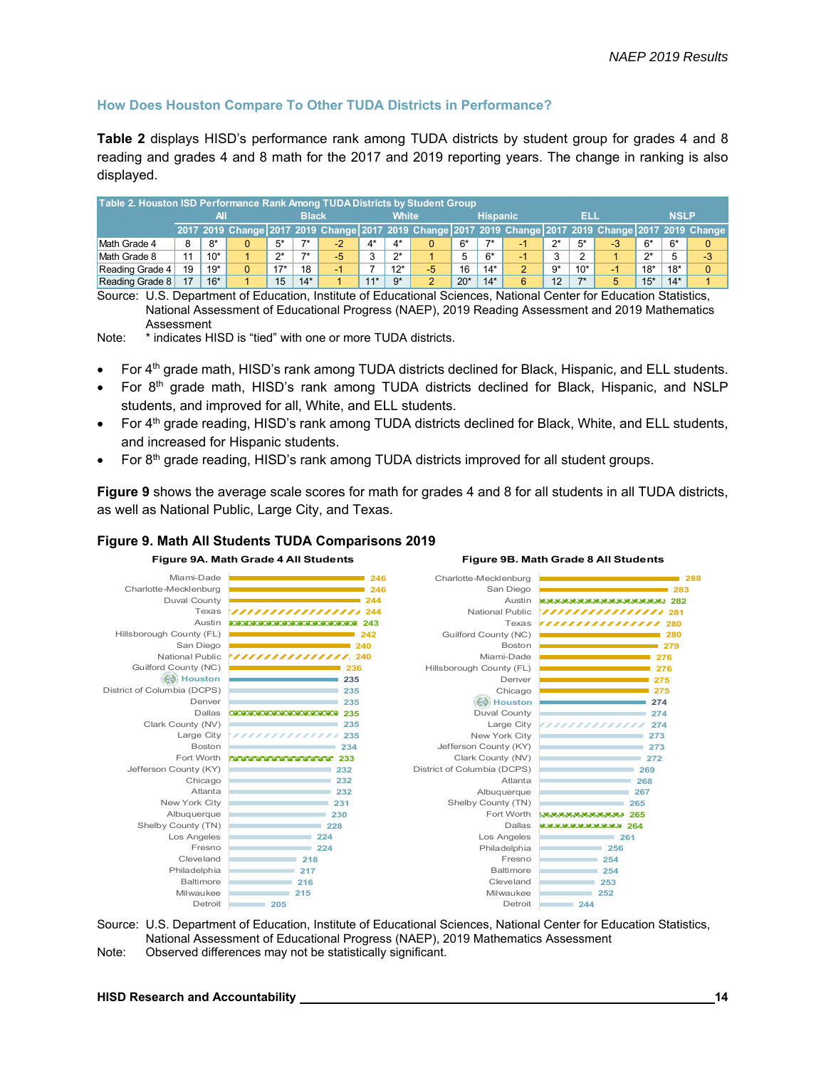### How Does Houston Compare To Other TUDA Districts in Performance?

**Table 2** displays HISD's performance rank among TUDA districts by student group for grades 4 and 8 reading and grades 4 and 8 math for the 2017 and 2019 reporting years. The change in ranking is also displayed.

Table 2. Houston ISD Performance Rank Among TUDA Districts by Student Group

| | All | | | Black | | | White | | | Hispanic | | | ELL | | | NSLP | | |
|---|---|---|---|---|---|---|---|---|---|---|---|---|---|---|---|---|---|---|
| | 2017 | 2019 | Change | 2017 | 2019 | Change | 2017 | 2019 | Change | 2017 | 2019 | Change | 2017 | 2019 | Change | 2017 | 2019 | Change |
| Math Grade 4 | 8 | 8* | 0 | 5* | 7* | -2 | 4* | 4* | 0 | 6* | 7* | -1 | 2* | 5* | -3 | 6* | 6* | 0 |
| Math Grade 8 | 11 | 10* | 1 | 2* | 7* | -5 | 3 | 2* | 1 | 5 | 6* | -1 | 3 | 2 | 1 | 2* | 5 | -3 |
| Reading Grade 4 | 19 | 19* | 0 | 17* | 18 | -1 | 7 | 12* | -5 | 16 | 14* | 2 | 9* | 10* | -1 | 18* | 18* | 0 |
| Reading Grade 8 | 17 | 16* | 1 | 15 | 14* | 1 | 11* | 9* | 2 | 20* | 14* | 6 | 12 | 7* | 5 | 15* | 14* | 1 |

Source: U.S. Department of Education, Institute of Educational Sciences, National Center for Education Statistics, National Assessment of Educational Progress (NAEP), 2019 Reading Assessment and 2019 Mathematics Assessment

Note: * indicates HISD is "tied" with one or more TUDA districts.

- For 4th grade math, HISD's rank among TUDA districts declined for Black, Hispanic, and ELL students.
- For 8th grade math, HISD's rank among TUDA districts declined for Black, Hispanic, and NSLP students, and improved for all, White, and ELL students.
- For 4th grade reading, HISD's rank among TUDA districts declined for Black, White, and ELL students, and increased for Hispanic students.
- For 8th grade reading, HISD's rank among TUDA districts improved for all student groups.

**Figure 9** shows the average scale scores for math for grades 4 and 8 for all students in all TUDA districts, as well as National Public, Large City, and Texas.

**Figure 9. Math All Students TUDA Comparisons 2019**

**Figure 9A. Math Grade 4 All Students**

Miami-Dade 246
Charlotte-Mecklenburg 246
Duval County 244
Texas 244
Austin 243
Hillsborough County (FL) 242
San Diego 240
National Public 240
Guilford County (NC) 236
Houston 235
District of Columbia (DCPS) 235
Denver 235
Dallas 235
Clark County (NV) 235
Large City 235
Boston 234
Fort Worth 233
Jefferson County (KY) 232
Chicago 232
Atlanta 232
New York City 231
Albuquerque 230
Shelby County (TN) 228
Los Angeles 224
Fresno 224
Cleveland 218
Philadelphia 217
Baltimore 216
Milwaukee 215
Detroit 205

**Figure 9B. Math Grade 8 All Students**

Charlotte-Mecklenburg 288
San Diego 283
Austin 282
National Public 281
Texas 280
Guilford County (NC) 280
Boston 279
Miami-Dade 276
Hillsborough County (FL) 276
Denver 275
Chicago 275
Houston 274
Duval County 274
Large City 274
New York City 273
Jefferson County (KY) 273
Clark County (NV) 272
District of Columbia (DCPS) 269
Atlanta 268
Albuquerque 267
Shelby County (TN) 265
Fort Worth 265
Dallas 264
Los Angeles 261
Philadelphia 256
Fresno 254
Baltimore 254
Cleveland 253
Milwaukee 252
Detroit 244

Source: U.S. Department of Education, Institute of Educational Sciences, National Center for Education Statistics, National Assessment of Educational Progress (NAEP), 2019 Mathematics Assessment

Note: Observed differences may not be statistically significant.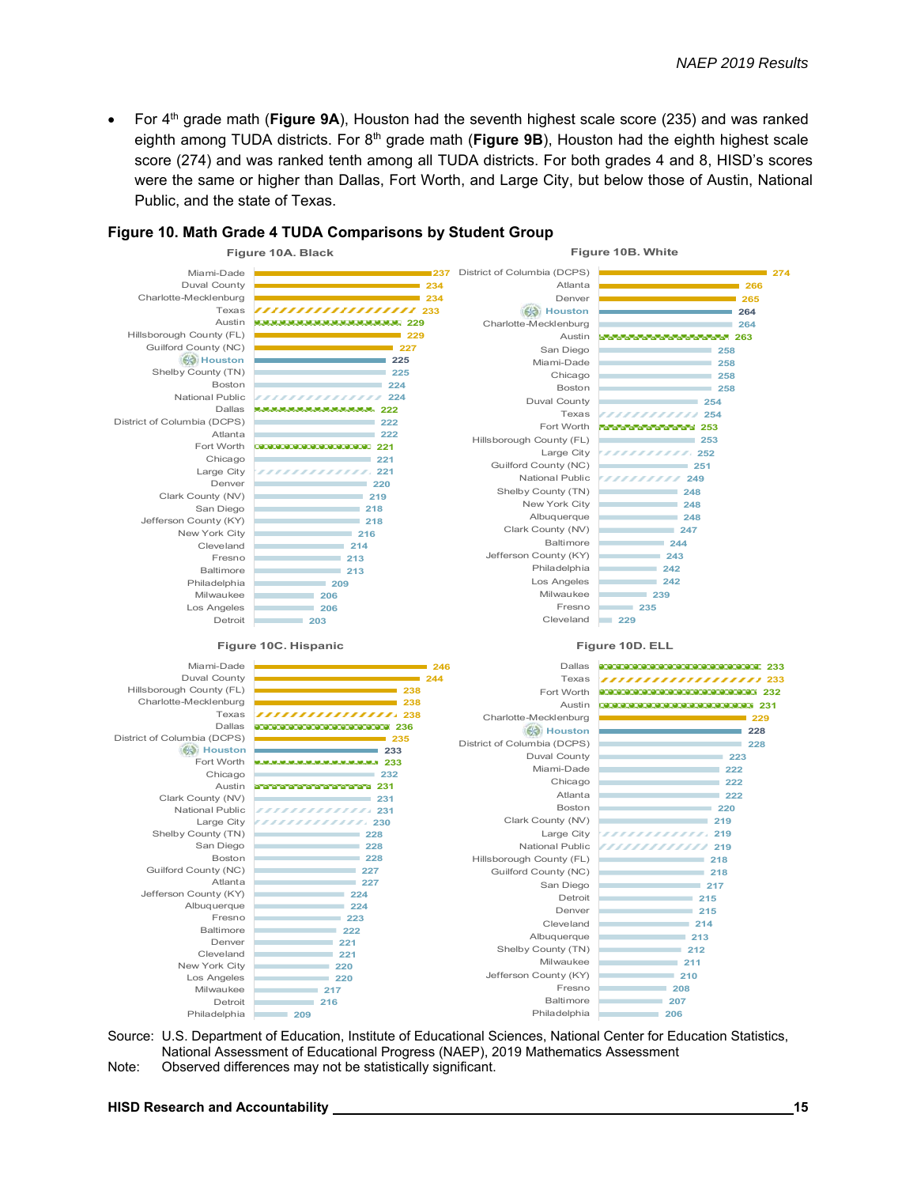- For 4th grade math (**Figure 9A**), Houston had the seventh highest scale score (235) and was ranked eighth among TUDA districts. For 8th grade math (**Figure 9B**), Houston had the eighth highest scale score (274) and was ranked tenth among all TUDA districts. For both grades 4 and 8, HISD's scores were the same or higher than Dallas, Fort Worth, and Large City, but below those of Austin, National Public, and the state of Texas.

**Figure 10. Math Grade 4 TUDA Comparisons by Student Group**

Figure 10A. Black

Miami-Dade 237
Duval County 234
Charlotte-Mecklenburg 234
Texas 233
Austin 229
Hillsborough County (FL) 229
Guilford County (NC) 227
Houston 225
Shelby County (TN) 225
Boston 224
National Public 224
Dallas 222
District of Columbia (DCPS) 222
Atlanta 222
Fort Worth 221
Chicago 221
Large City 221
Denver 220
Clark County (NV) 219
San Diego 218
Jefferson County (KY) 218
New York City 216
Cleveland 214
Fresno 213
Baltimore 213
Philadelphia 209
Milwaukee 206
Los Angeles 206
Detroit 203

Figure 10B. White

District of Columbia (DCPS) 274
Atlanta 266
Denver 265
Houston 264
Charlotte-Mecklenburg 264
Austin 263
San Diego 258
Miami-Dade 258
Chicago 258
Boston 258
Duval County 254
Texas 254
Fort Worth 253
Hillsborough County (FL) 253
Large City 252
Guilford County (NC) 251
National Public 249
Shelby County (TN) 248
New York City 248
Albuquerque 248
Clark County (NV) 247
Baltimore 244
Jefferson County (KY) 243
Philadelphia 242
Los Angeles 242
Milwaukee 239
Fresno 235
Cleveland 229

Figure 10C. Hispanic

Miami-Dade 246
Duval County 244
Hillsborough County (FL) 238
Charlotte-Mecklenburg 238
Texas 238
Dallas 236
District of Columbia (DCPS) 235
Houston 233
Fort Worth 233
Chicago 232
Austin 231
Clark County (NV) 231
National Public 231
Large City 230
Shelby County (TN) 228
San Diego 228
Boston 228
Guilford County (NC) 227
Atlanta 227
Jefferson County (KY) 224
Albuquerque 224
Fresno 223
Baltimore 222
Denver 221
Cleveland 221
New York City 220
Los Angeles 220
Milwaukee 217
Detroit 216
Philadelphia 209

Figure 10D. ELL

Dallas 233
Texas 233
Fort Worth 232
Austin 231
Charlotte-Mecklenburg 229
Houston 228
District of Columbia (DCPS) 228
Duval County 223
Miami-Dade 222
Chicago 222
Atlanta 222
Boston 220
Clark County (NV) 219
Large City 219
National Public 219
Hillsborough County (FL) 218
Guilford County (NC) 218
San Diego 217
Detroit 215
Denver 215
Cleveland 214
Albuquerque 213
Shelby County (TN) 212
Milwaukee 211
Jefferson County (KY) 210
Fresno 208
Baltimore 207
Philadelphia 206

Source: U.S. Department of Education, Institute of Educational Sciences, National Center for Education Statistics, National Assessment of Educational Progress (NAEP), 2019 Mathematics Assessment

Note: Observed differences may not be statistically significant.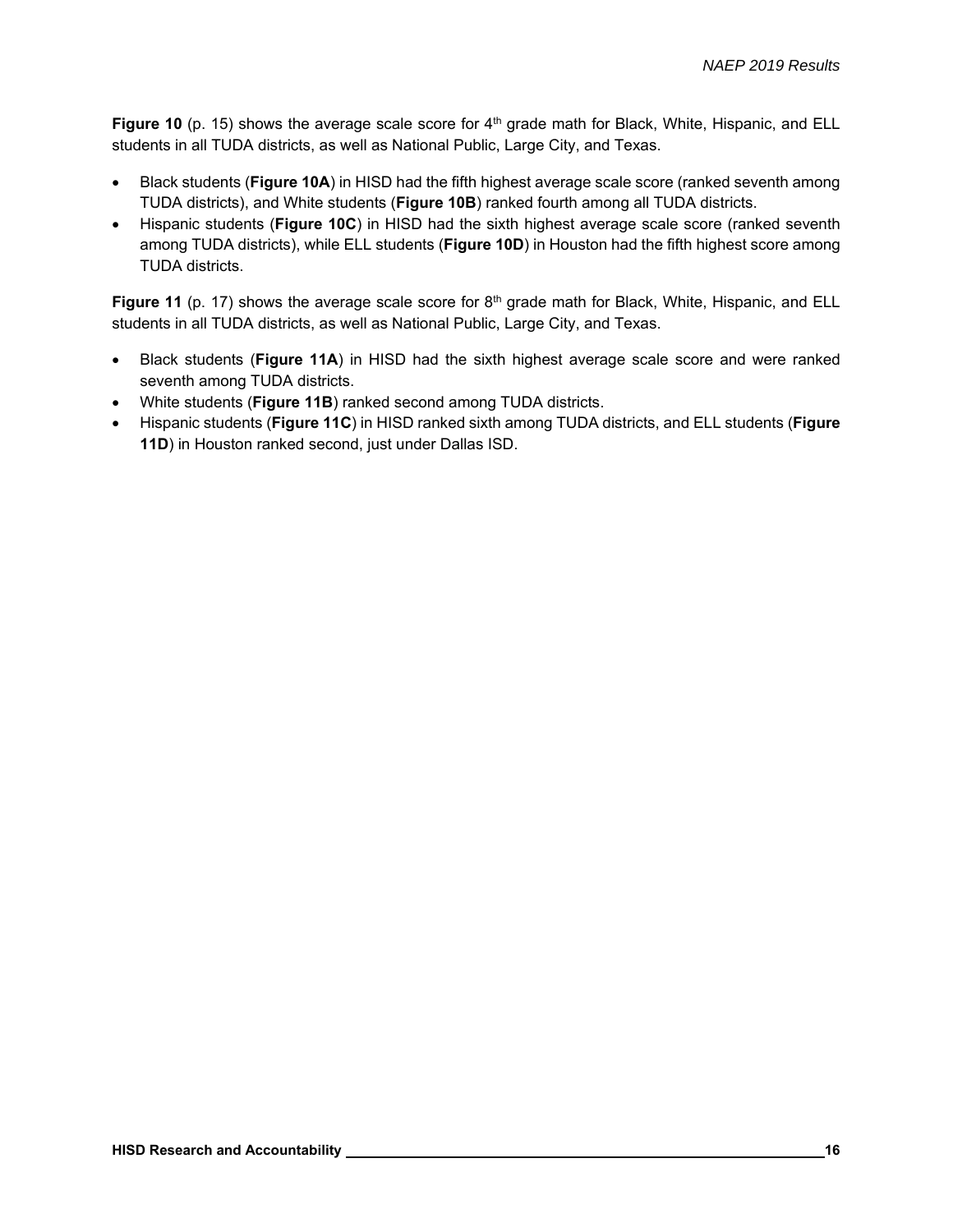**Figure 10** (p. 15) shows the average scale score for 4th grade math for Black, White, Hispanic, and ELL students in all TUDA districts, as well as National Public, Large City, and Texas.

- Black students (**Figure 10A**) in HISD had the fifth highest average scale score (ranked seventh among TUDA districts), and White students (**Figure 10B**) ranked fourth among all TUDA districts.
- Hispanic students (**Figure 10C**) in HISD had the sixth highest average scale score (ranked seventh among TUDA districts), while ELL students (**Figure 10D**) in Houston had the fifth highest score among TUDA districts.

**Figure 11** (p. 17) shows the average scale score for 8th grade math for Black, White, Hispanic, and ELL students in all TUDA districts, as well as National Public, Large City, and Texas.

- Black students (**Figure 11A**) in HISD had the sixth highest average scale score and were ranked seventh among TUDA districts.
- White students (**Figure 11B**) ranked second among TUDA districts.
- Hispanic students (**Figure 11C**) in HISD ranked sixth among TUDA districts, and ELL students (**Figure 11D**) in Houston ranked second, just under Dallas ISD.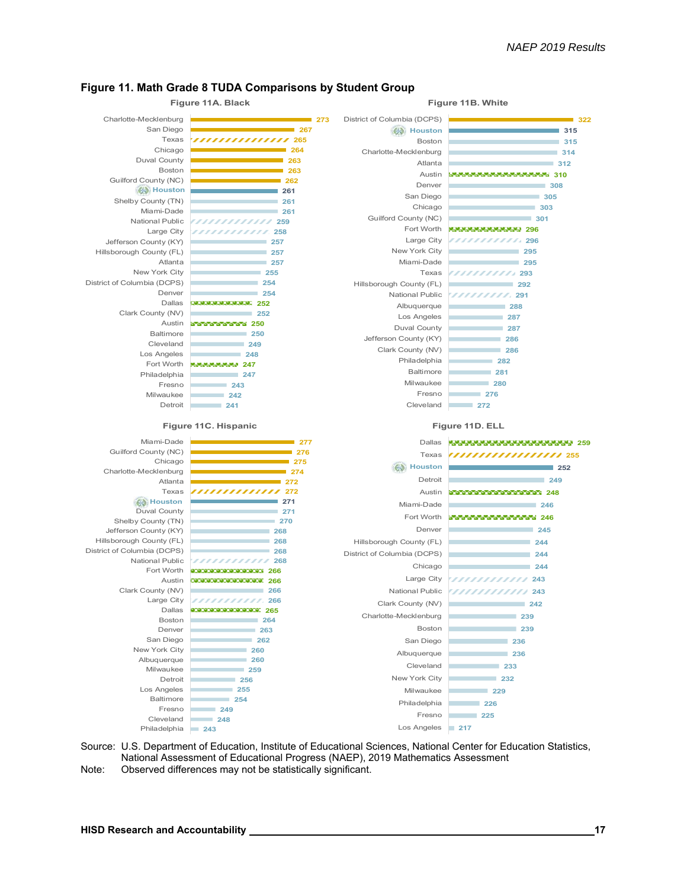# Figure 11. Math Grade 8 TUDA Comparisons by Student Group

### Figure 11A. Black

Charlotte-Mecklenburg 273
San Diego 267
Texas 265
Chicago 264
Duval County 263
Boston 263
Guilford County (NC) 262
Houston 261
Shelby County (TN) 261
Miami-Dade 261
National Public 259
Large City 258
Jefferson County (KY) 257
Hillsborough County (FL) 257
Atlanta 257
New York City 255
District of Columbia (DCPS) 254
Denver 254
Dallas 252
Clark County (NV) 252
Austin 250
Baltimore 250
Cleveland 249
Los Angeles 248
Fort Worth 247
Philadelphia 247
Fresno 243
Milwaukee 242
Detroit 241

### Figure 11B. White

District of Columbia (DCPS) 322
Houston 315
Boston 315
Charlotte-Mecklenburg 314
Atlanta 312
Austin 310
Denver 308
San Diego 305
Chicago 303
Guilford County (NC) 301
Fort Worth 296
Large City 296
New York City 295
Miami-Dade 295
Texas 293
Hillsborough County (FL) 292
National Public 291
Albuquerque 288
Los Angeles 287
Duval County 287
Jefferson County (KY) 286
Clark County (NV) 286
Philadelphia 282
Baltimore 281
Milwaukee 280
Fresno 276
Cleveland 272

### Figure 11C. Hispanic

Miami-Dade 277
Guilford County (NC) 276
Chicago 275
Charlotte-Mecklenburg 274
Atlanta 272
Texas 272
Houston 271
Duval County 271
Shelby County (TN) 270
Jefferson County (KY) 268
Hillsborough County (FL) 268
District of Columbia (DCPS) 268
National Public 268
Fort Worth 266
Austin 266
Clark County (NV) 266
Large City 266
Dallas 265
Boston 264
Denver 263
San Diego 262
New York City 260
Albuquerque 260
Milwaukee 259
Detroit 256
Los Angeles 255
Baltimore 254
Fresno 249
Cleveland 248
Philadelphia 243

### Figure 11D. ELL

Dallas 259
Texas 255
Houston 252
Detroit 249
Austin 248
Miami-Dade 246
Fort Worth 246
Denver 245
Hillsborough County (FL) 244
District of Columbia (DCPS) 244
Chicago 244
Large City 243
National Public 243
Clark County (NV) 242
Charlotte-Mecklenburg 239
Boston 239
San Diego 236
Albuquerque 236
Cleveland 233
New York City 232
Milwaukee 229
Philadelphia 226
Fresno 225
Los Angeles 217

Source: U.S. Department of Education, Institute of Educational Sciences, National Center for Education Statistics, National Assessment of Educational Progress (NAEP), 2019 Mathematics Assessment

Note: Observed differences may not be statistically significant.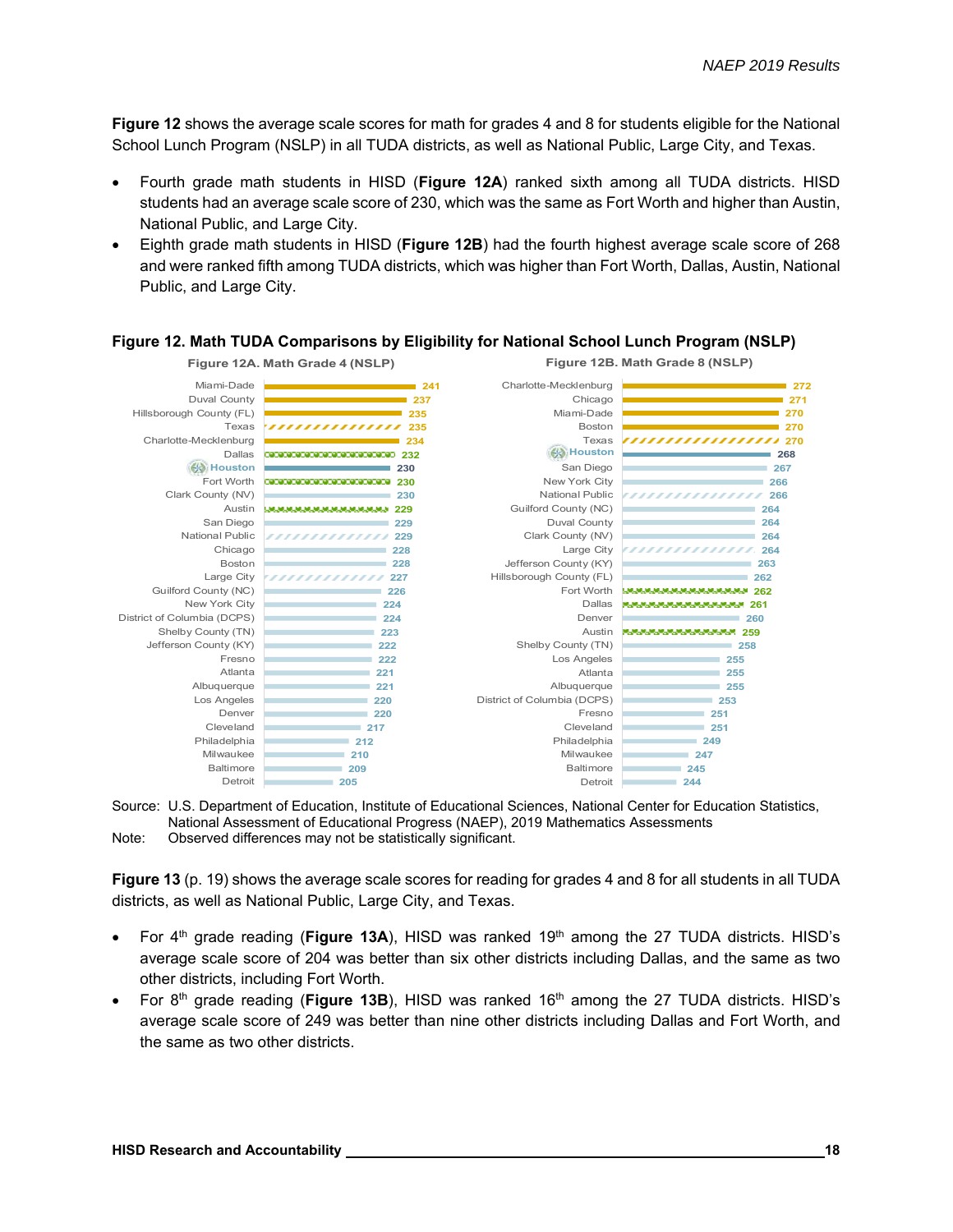**Figure 12** shows the average scale scores for math for grades 4 and 8 for students eligible for the National School Lunch Program (NSLP) in all TUDA districts, as well as National Public, Large City, and Texas.

- Fourth grade math students in HISD (**Figure 12A**) ranked sixth among all TUDA districts. HISD students had an average scale score of 230, which was the same as Fort Worth and higher than Austin, National Public, and Large City.
- Eighth grade math students in HISD (**Figure 12B**) had the fourth highest average scale score of 268 and were ranked fifth among TUDA districts, which was higher than Fort Worth, Dallas, Austin, National Public, and Large City.

**Figure 12. Math TUDA Comparisons by Eligibility for National School Lunch Program (NSLP)**

Figure 12A. Math Grade 4 (NSLP)

Miami-Dade 241
Duval County 237
Hillsborough County (FL) 235
Texas 235
Charlotte-Mecklenburg 234
Dallas 232
Houston 230
Fort Worth 230
Clark County (NV) 230
Austin 229
San Diego 229
National Public 229
Chicago 228
Boston 228
Large City 227
Guilford County (NC) 226
New York City 224
District of Columbia (DCPS) 224
Shelby County (TN) 223
Jefferson County (KY) 222
Fresno 222
Atlanta 221
Albuquerque 221
Los Angeles 220
Denver 220
Cleveland 217
Philadelphia 212
Milwaukee 210
Baltimore 209
Detroit 205

Figure 12B. Math Grade 8 (NSLP)

Charlotte-Mecklenburg 272
Chicago 271
Miami-Dade 270
Boston 270
Texas 270
Houston 268
San Diego 267
New York City 266
National Public 266
Guilford County (NC) 264
Duval County 264
Clark County (NV) 264
Large City 264
Jefferson County (KY) 263
Hillsborough County (FL) 262
Fort Worth 262
Dallas 261
Denver 260
Austin 259
Shelby County (TN) 258
Los Angeles 255
Atlanta 255
Albuquerque 255
District of Columbia (DCPS) 253
Fresno 251
Cleveland 251
Philadelphia 249
Milwaukee 247
Baltimore 245
Detroit 244

Source: U.S. Department of Education, Institute of Educational Sciences, National Center for Education Statistics, National Assessment of Educational Progress (NAEP), 2019 Mathematics Assessments
Note: Observed differences may not be statistically significant.

**Figure 13** (p. 19) shows the average scale scores for reading for grades 4 and 8 for all students in all TUDA districts, as well as National Public, Large City, and Texas.

- For 4th grade reading (**Figure 13A**), HISD was ranked 19th among the 27 TUDA districts. HISD's average scale score of 204 was better than six other districts including Dallas, and the same as two other districts, including Fort Worth.
- For 8th grade reading (**Figure 13B**), HISD was ranked 16th among the 27 TUDA districts. HISD's average scale score of 249 was better than nine other districts including Dallas and Fort Worth, and the same as two other districts.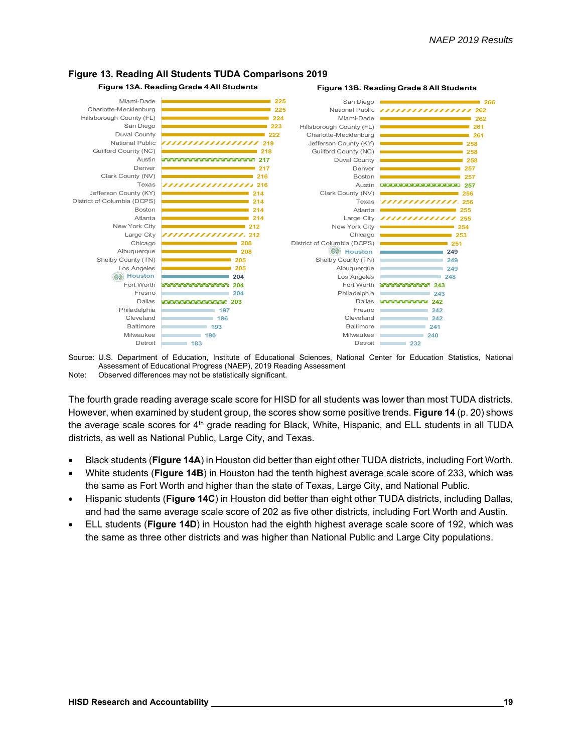## Figure 13. Reading All Students TUDA Comparisons 2019

**Figure 13A. Reading Grade 4 All Students**

| District | Score |
|---|---|
| Miami-Dade | 225 |
| Charlotte-Mecklenburg | 225 |
| Hillsborough County (FL) | 224 |
| San Diego | 223 |
| Duval County | 222 |
| National Public | 219 |
| Guilford County (NC) | 218 |
| Austin | 217 |
| Denver | 217 |
| Clark County (NV) | 216 |
| Texas | 216 |
| Jefferson County (KY) | 214 |
| District of Columbia (DCPS) | 214 |
| Boston | 214 |
| Atlanta | 214 |
| New York City | 212 |
| Large City | 212 |
| Chicago | 208 |
| Albuquerque | 208 |
| Shelby County (TN) | 205 |
| Los Angeles | 205 |
| Houston | 204 |
| Fort Worth | 204 |
| Fresno | 204 |
| Dallas | 203 |
| Philadelphia | 197 |
| Cleveland | 196 |
| Baltimore | 193 |
| Milwaukee | 190 |
| Detroit | 183 |

**Figure 13B. Reading Grade 8 All Students**

| District | Score |
|---|---|
| San Diego | 266 |
| National Public | 262 |
| Miami-Dade | 262 |
| Hillsborough County (FL) | 261 |
| Charlotte-Mecklenburg | 261 |
| Jefferson County (KY) | 258 |
| Guilford County (NC) | 258 |
| Duval County | 258 |
| Denver | 257 |
| Boston | 257 |
| Austin | 257 |
| Clark County (NV) | 256 |
| Texas | 256 |
| Atlanta | 255 |
| Large City | 255 |
| New York City | 254 |
| Chicago | 253 |
| District of Columbia (DCPS) | 251 |
| Houston | 249 |
| Shelby County (TN) | 249 |
| Albuquerque | 249 |
| Los Angeles | 248 |
| Fort Worth | 243 |
| Philadelphia | 243 |
| Dallas | 242 |
| Fresno | 242 |
| Cleveland | 242 |
| Baltimore | 241 |
| Milwaukee | 240 |
| Detroit | 232 |

Source: U.S. Department of Education, Institute of Educational Sciences, National Center for Education Statistics, National Assessment of Educational Progress (NAEP), 2019 Reading Assessment

Note: Observed differences may not be statistically significant.

The fourth grade reading average scale score for HISD for all students was lower than most TUDA districts. However, when examined by student group, the scores show some positive trends. **Figure 14** (p. 20) shows the average scale scores for 4th grade reading for Black, White, Hispanic, and ELL students in all TUDA districts, as well as National Public, Large City, and Texas.

- Black students (**Figure 14A**) in Houston did better than eight other TUDA districts, including Fort Worth.
- White students (**Figure 14B**) in Houston had the tenth highest average scale score of 233, which was the same as Fort Worth and higher than the state of Texas, Large City, and National Public.
- Hispanic students (**Figure 14C**) in Houston did better than eight other TUDA districts, including Dallas, and had the same average scale score of 202 as five other districts, including Fort Worth and Austin.
- ELL students (**Figure 14D**) in Houston had the eighth highest average scale score of 192, which was the same as three other districts and was higher than National Public and Large City populations.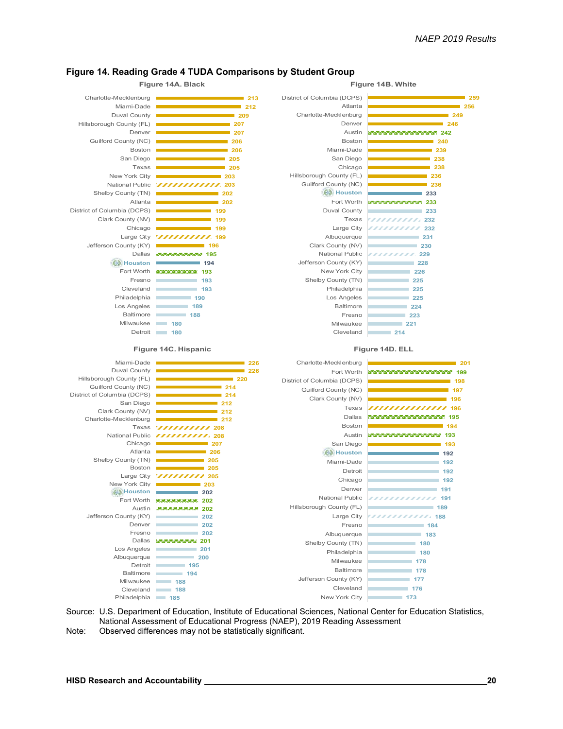## Figure 14. Reading Grade 4 TUDA Comparisons by Student Group

**Figure 14A. Black**

Charlotte-Mecklenburg 213
Miami-Dade 212
Duval County 209
Hillsborough County (FL) 207
Denver 207
Guilford County (NC) 206
Boston 206
San Diego 205
Texas 205
New York City 203
National Public 203
Shelby County (TN) 202
Atlanta 202
District of Columbia (DCPS) 199
Clark County (NV) 199
Chicago 199
Large City 199
Jefferson County (KY) 196
Dallas 195
Houston 194
Fort Worth 193
Fresno 193
Cleveland 193
Philadelphia 190
Los Angeles 189
Baltimore 188
Milwaukee 180
Detroit 180

**Figure 14B. White**

District of Columbia (DCPS) 259
Atlanta 256
Charlotte-Mecklenburg 249
Denver 246
Austin 242
Boston 240
Miami-Dade 239
San Diego 238
Chicago 238
Hillsborough County (FL) 236
Guilford County (NC) 236
Houston 233
Fort Worth 233
Duval County 233
Texas 232
Large City 232
Albuquerque 231
Clark County (NV) 230
National Public 229
Jefferson County (KY) 228
New York City 226
Shelby County (TN) 225
Philadelphia 225
Los Angeles 225
Baltimore 224
Fresno 223
Milwaukee 221
Cleveland 214

**Figure 14C. Hispanic**

Miami-Dade 226
Duval County 226
Hillsborough County (FL) 220
Guilford County (NC) 214
District of Columbia (DCPS) 214
San Diego 212
Clark County (NV) 212
Charlotte-Mecklenburg 212
Texas 208
National Public 208
Chicago 207
Atlanta 206
Shelby County (TN) 205
Boston 205
Large City 205
New York City 203
Houston 202
Fort Worth 202
Austin 202
Jefferson County (KY) 202
Denver 202
Fresno 202
Dallas 201
Los Angeles 201
Albuquerque 200
Detroit 195
Baltimore 194
Milwaukee 188
Cleveland 188
Philadelphia 185

**Figure 14D. ELL**

Charlotte-Mecklenburg 201
Fort Worth 199
District of Columbia (DCPS) 198
Guilford County (NC) 197
Clark County (NV) 196
Texas 196
Dallas 195
Boston 194
Austin 193
San Diego 193
Houston 192
Miami-Dade 192
Detroit 192
Chicago 192
Denver 191
National Public 191
Hillsborough County (FL) 189
Large City 188
Fresno 184
Albuquerque 183
Shelby County (TN) 180
Philadelphia 180
Milwaukee 178
Baltimore 178
Jefferson County (KY) 177
Cleveland 176
New York City 173

Source: U.S. Department of Education, Institute of Educational Sciences, National Center for Education Statistics, National Assessment of Educational Progress (NAEP), 2019 Reading Assessment

Note: Observed differences may not be statistically significant.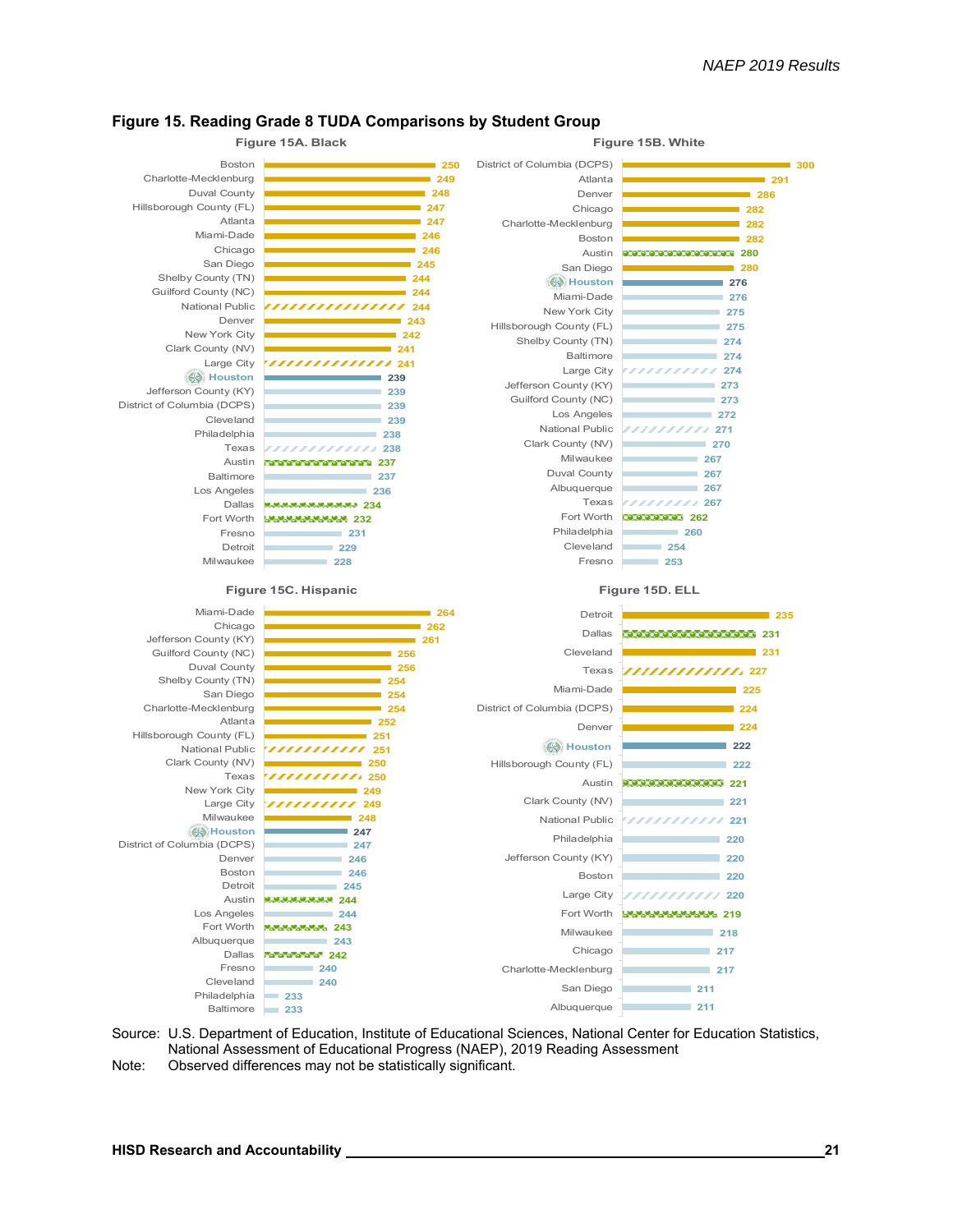## Figure 15. Reading Grade 8 TUDA Comparisons by Student Group

### Figure 15A. Black

Boston 250
Charlotte-Mecklenburg 249
Duval County 248
Hillsborough County (FL) 247
Atlanta 247
Miami-Dade 246
Chicago 246
San Diego 245
Shelby County (TN) 244
Guilford County (NC) 244
National Public 244
Denver 243
New York City 242
Clark County (NV) 241
Large City 241
Houston 239
Jefferson County (KY) 239
District of Columbia (DCPS) 239
Cleveland 239
Philadelphia 238
Texas 238
Austin 237
Baltimore 237
Los Angeles 236
Dallas 234
Fort Worth 232
Fresno 231
Detroit 229
Milwaukee 228

### Figure 15B. White

District of Columbia (DCPS) 300
Atlanta 291
Denver 286
Chicago 282
Charlotte-Mecklenburg 282
Boston 282
Austin 280
San Diego 280
Houston 276
Miami-Dade 276
New York City 275
Hillsborough County (FL) 275
Shelby County (TN) 274
Baltimore 274
Large City 274
Jefferson County (KY) 273
Guilford County (NC) 273
Los Angeles 272
National Public 271
Clark County (NV) 270
Milwaukee 267
Duval County 267
Albuquerque 267
Texas 267
Fort Worth 262
Philadelphia 260
Cleveland 254
Fresno 253

### Figure 15C. Hispanic

Miami-Dade 264
Chicago 262
Jefferson County (KY) 261
Guilford County (NC) 256
Duval County 256
Shelby County (TN) 254
San Diego 254
Charlotte-Mecklenburg 254
Atlanta 252
Hillsborough County (FL) 251
National Public 251
Clark County (NV) 250
Texas 250
New York City 249
Large City 249
Milwaukee 248
Houston 247
District of Columbia (DCPS) 247
Denver 246
Boston 246
Detroit 245
Austin 244
Los Angeles 244
Fort Worth 243
Albuquerque 243
Dallas 242
Fresno 240
Cleveland 240
Philadelphia 233
Baltimore 233

### Figure 15D. ELL

Detroit 235
Dallas 231
Cleveland 231
Texas 227
Miami-Dade 225
District of Columbia (DCPS) 224
Denver 224
Houston 222
Hillsborough County (FL) 222
Austin 221
Clark County (NV) 221
National Public 221
Philadelphia 220
Jefferson County (KY) 220
Boston 220
Large City 220
Fort Worth 219
Milwaukee 218
Chicago 217
Charlotte-Mecklenburg 217
San Diego 211
Albuquerque 211

Source: U.S. Department of Education, Institute of Educational Sciences, National Center for Education Statistics, National Assessment of Educational Progress (NAEP), 2019 Reading Assessment

Note: Observed differences may not be statistically significant.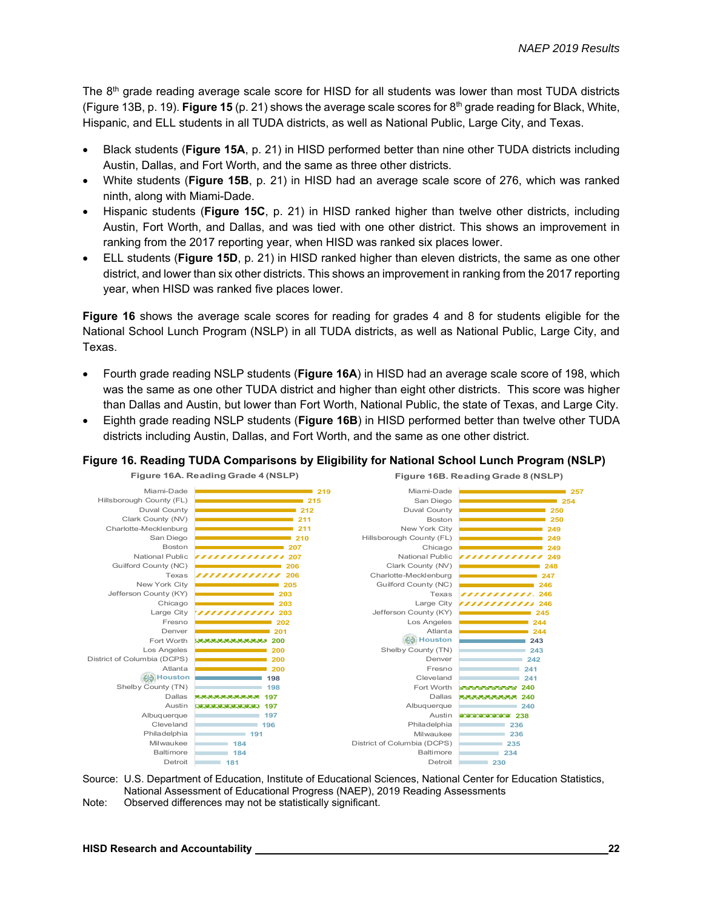The 8th grade reading average scale score for HISD for all students was lower than most TUDA districts (Figure 13B, p. 19). **Figure 15** (p. 21) shows the average scale scores for 8th grade reading for Black, White, Hispanic, and ELL students in all TUDA districts, as well as National Public, Large City, and Texas.

- Black students (**Figure 15A**, p. 21) in HISD performed better than nine other TUDA districts including Austin, Dallas, and Fort Worth, and the same as three other districts.
- White students (**Figure 15B**, p. 21) in HISD had an average scale score of 276, which was ranked ninth, along with Miami-Dade.
- Hispanic students (**Figure 15C**, p. 21) in HISD ranked higher than twelve other districts, including Austin, Fort Worth, and Dallas, and was tied with one other district. This shows an improvement in ranking from the 2017 reporting year, when HISD was ranked six places lower.
- ELL students (**Figure 15D**, p. 21) in HISD ranked higher than eleven districts, the same as one other district, and lower than six other districts. This shows an improvement in ranking from the 2017 reporting year, when HISD was ranked five places lower.

**Figure 16** shows the average scale scores for reading for grades 4 and 8 for students eligible for the National School Lunch Program (NSLP) in all TUDA districts, as well as National Public, Large City, and Texas.

- Fourth grade reading NSLP students (**Figure 16A**) in HISD had an average scale score of 198, which was the same as one other TUDA district and higher than eight other districts. This score was higher than Dallas and Austin, but lower than Fort Worth, National Public, the state of Texas, and Large City.
- Eighth grade reading NSLP students (**Figure 16B**) in HISD performed better than twelve other TUDA districts including Austin, Dallas, and Fort Worth, and the same as one other district.

**Figure 16. Reading TUDA Comparisons by Eligibility for National School Lunch Program (NSLP)**

Figure 16A. Reading Grade 4 (NSLP)

Miami-Dade 219
Hillsborough County (FL) 215
Duval County 212
Clark County (NV) 211
Charlotte-Mecklenburg 211
San Diego 210
Boston 207
National Public 207
Guilford County (NC) 206
Texas 206
New York City 205
Jefferson County (KY) 203
Chicago 203
Large City 203
Fresno 202
Denver 201
Fort Worth 200
Los Angeles 200
District of Columbia (DCPS) 200
Atlanta 200
Houston 198
Shelby County (TN) 198
Dallas 197
Austin 197
Albuquerque 197
Cleveland 196
Philadelphia 191
Milwaukee 184
Baltimore 184
Detroit 181

Figure 16B. Reading Grade 8 (NSLP)

Miami-Dade 257
San Diego 254
Duval County 250
Boston 250
New York City 249
Hillsborough County (FL) 249
Chicago 249
National Public 249
Clark County (NV) 248
Charlotte-Mecklenburg 247
Guilford County (NC) 246
Texas 246
Large City 246
Jefferson County (KY) 245
Los Angeles 244
Atlanta 244
Houston 243
Shelby County (TN) 243
Denver 242
Fresno 241
Cleveland 241
Fort Worth 240
Dallas 240
Albuquerque 240
Austin 238
Philadelphia 236
Milwaukee 236
District of Columbia (DCPS) 235
Baltimore 234
Detroit 230

Source: U.S. Department of Education, Institute of Educational Sciences, National Center for Education Statistics, National Assessment of Educational Progress (NAEP), 2019 Reading Assessments

Note: Observed differences may not be statistically significant.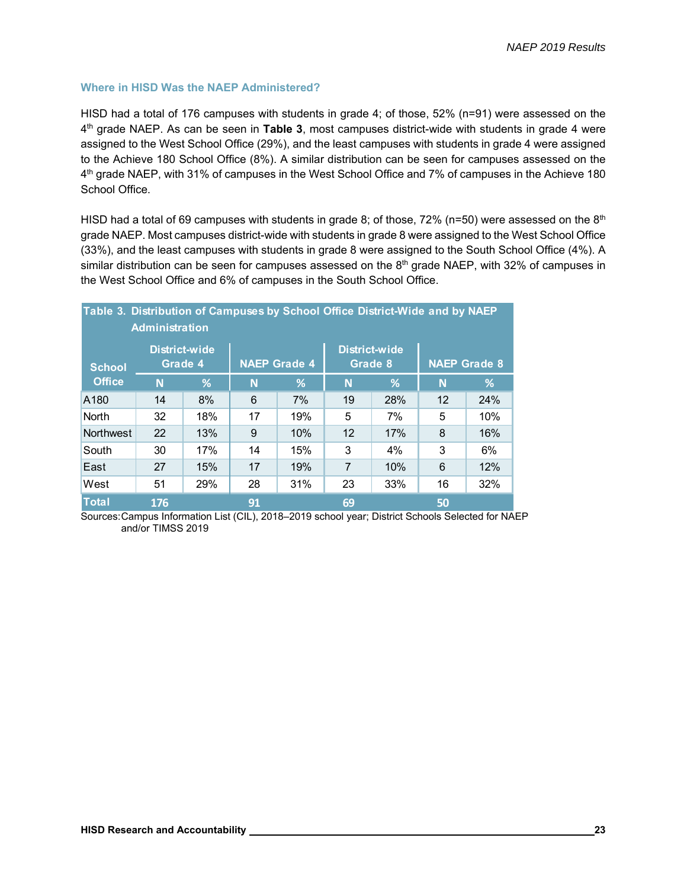### Where in HISD Was the NAEP Administered?

HISD had a total of 176 campuses with students in grade 4; of those, 52% (n=91) were assessed on the 4th grade NAEP. As can be seen in **Table 3**, most campuses district-wide with students in grade 4 were assigned to the West School Office (29%), and the least campuses with students in grade 4 were assigned to the Achieve 180 School Office (8%). A similar distribution can be seen for campuses assessed on the 4th grade NAEP, with 31% of campuses in the West School Office and 7% of campuses in the Achieve 180 School Office.

HISD had a total of 69 campuses with students in grade 8; of those, 72% (n=50) were assessed on the 8th grade NAEP. Most campuses district-wide with students in grade 8 were assigned to the West School Office (33%), and the least campuses with students in grade 8 were assigned to the South School Office (4%). A similar distribution can be seen for campuses assessed on the 8th grade NAEP, with 32% of campuses in the West School Office and 6% of campuses in the South School Office.

**Table 3. Distribution of Campuses by School Office District-Wide and by NAEP Administration**

| School Office | District-wide Grade 4 | | NAEP Grade 4 | | District-wide Grade 8 | | NAEP Grade 8 | |
|---|---|---|---|---|---|---|---|---|
| | N | % | N | % | N | % | N | % |
| A180 | 14 | 8% | 6 | 7% | 19 | 28% | 12 | 24% |
| North | 32 | 18% | 17 | 19% | 5 | 7% | 5 | 10% |
| Northwest | 22 | 13% | 9 | 10% | 12 | 17% | 8 | 16% |
| South | 30 | 17% | 14 | 15% | 3 | 4% | 3 | 6% |
| East | 27 | 15% | 17 | 19% | 7 | 10% | 6 | 12% |
| West | 51 | 29% | 28 | 31% | 23 | 33% | 16 | 32% |
| **Total** | **176** | | **91** | | **69** | | **50** | |

Sources: Campus Information List (CIL), 2018–2019 school year; District Schools Selected for NAEP and/or TIMSS 2019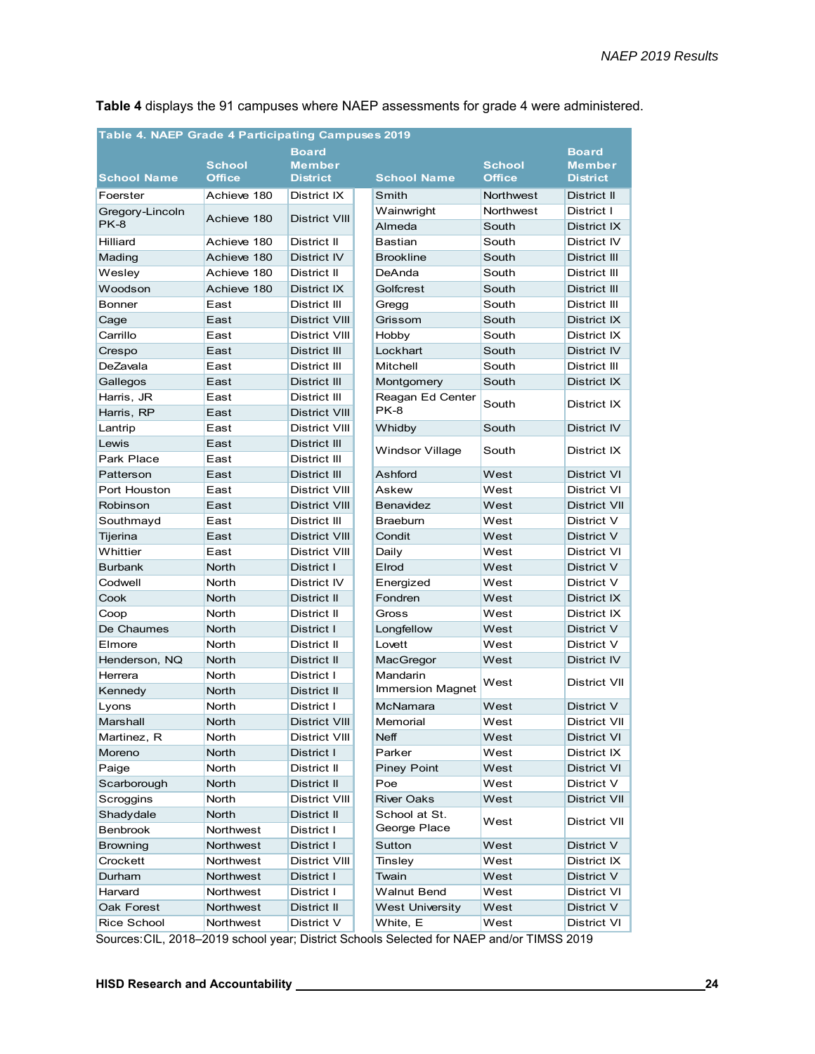**Table 4** displays the 91 campuses where NAEP assessments for grade 4 were administered.

**Table 4. NAEP Grade 4 Participating Campuses 2019**

| School Name | School Office | Board Member District | School Name | School Office | Board Member District |
|---|---|---|---|---|---|
| Foerster | Achieve 180 | District IX | Smith | Northwest | District II |
| Gregory-Lincoln PK-8 | Achieve 180 | District VIII | Wainwright | Northwest | District I |
| | | | Almeda | South | District IX |
| Hilliard | Achieve 180 | District II | Bastian | South | District IV |
| Mading | Achieve 180 | District IV | Brookline | South | District III |
| Wesley | Achieve 180 | District II | DeAnda | South | District III |
| Woodson | Achieve 180 | District IX | Golfcrest | South | District III |
| Bonner | East | District III | Gregg | South | District III |
| Cage | East | District VIII | Grissom | South | District IX |
| Carrillo | East | District VIII | Hobby | South | District IX |
| Crespo | East | District III | Lockhart | South | District IV |
| DeZavala | East | District III | Mitchell | South | District III |
| Gallegos | East | District III | Montgomery | South | District IX |
| Harris, JR | East | District III | Reagan Ed Center PK-8 | South | District IX |
| Harris, RP | East | District VIII | | | |
| Lantrip | East | District VIII | Whidby | South | District IV |
| Lewis | East | District III | Windsor Village | South | District IX |
| Park Place | East | District III | | | |
| Patterson | East | District III | Ashford | West | District VI |
| Port Houston | East | District VIII | Askew | West | District VI |
| Robinson | East | District VIII | Benavidez | West | District VII |
| Southmayd | East | District III | Braeburn | West | District V |
| Tijerina | East | District VIII | Condit | West | District V |
| Whittier | East | District VIII | Daily | West | District VI |
| Burbank | North | District I | Elrod | West | District V |
| Codwell | North | District IV | Energized | West | District V |
| Cook | North | District II | Fondren | West | District IX |
| Coop | North | District II | Gross | West | District IX |
| De Chaumes | North | District I | Longfellow | West | District V |
| Elmore | North | District II | Lovett | West | District V |
| Henderson, NQ | North | District II | MacGregor | West | District IV |
| Herrera | North | District I | Mandarin Immersion Magnet | West | District VII |
| Kennedy | North | District II | | | |
| Lyons | North | District I | McNamara | West | District V |
| Marshall | North | District VIII | Memorial | West | District VII |
| Martinez, R | North | District VIII | Neff | West | District VI |
| Moreno | North | District I | Parker | West | District IX |
| Paige | North | District II | Piney Point | West | District VI |
| Scarborough | North | District II | Poe | West | District V |
| Scroggins | North | District VIII | River Oaks | West | District VII |
| Shadydale | North | District II | School at St. George Place | West | District VII |
| Benbrook | Northwest | District I | | | |
| Browning | Northwest | District I | Sutton | West | District V |
| Crockett | Northwest | District VIII | Tinsley | West | District IX |
| Durham | Northwest | District I | Twain | West | District V |
| Harvard | Northwest | District I | Walnut Bend | West | District VI |
| Oak Forest | Northwest | District II | West University | West | District V |
| Rice School | Northwest | District V | White, E | West | District VI |

Sources: CIL, 2018–2019 school year; District Schools Selected for NAEP and/or TIMSS 2019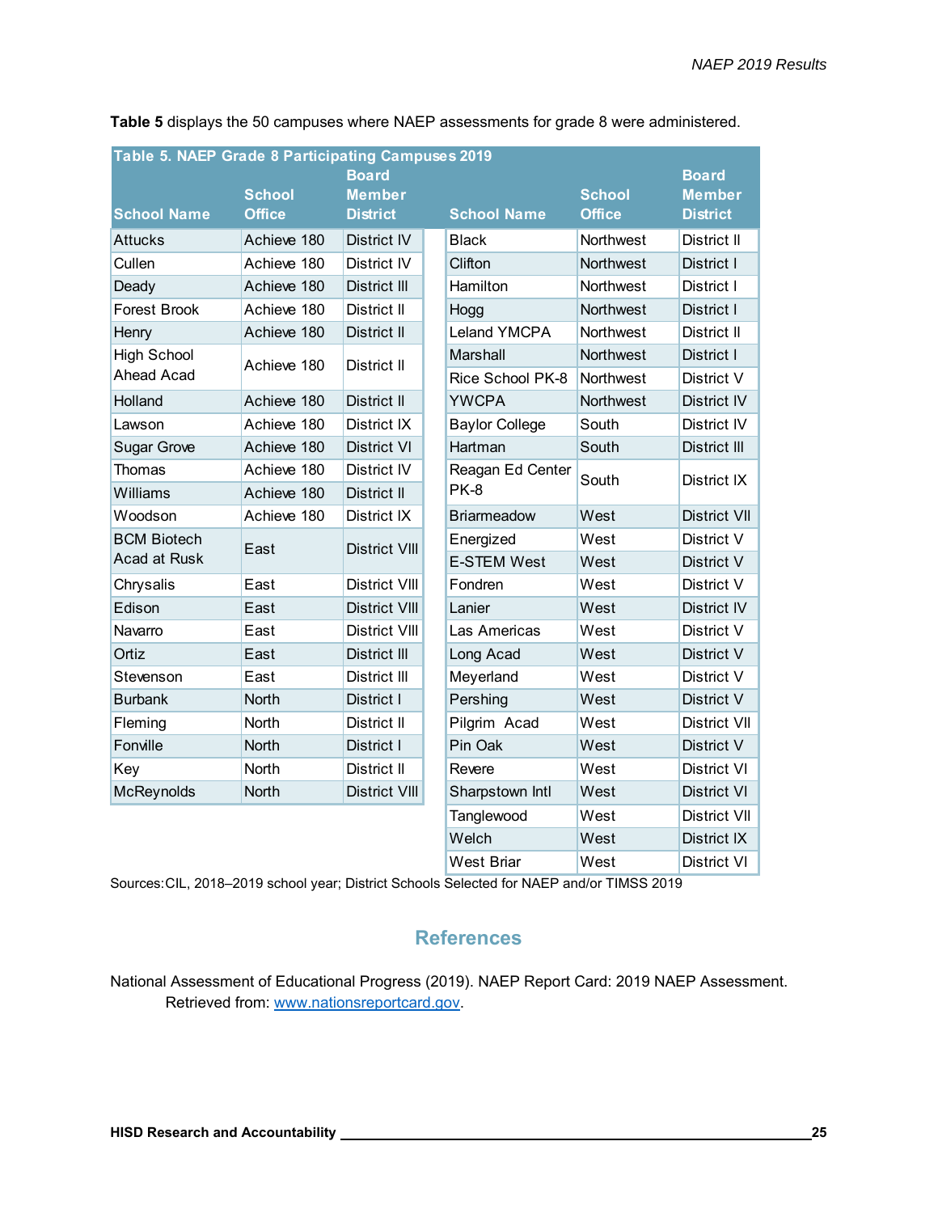**Table 5** displays the 50 campuses where NAEP assessments for grade 8 were administered.

**Table 5. NAEP Grade 8 Participating Campuses 2019**

| School Name | School Office | Board Member District | School Name | School Office | Board Member District |
|---|---|---|---|---|---|
| Attucks | Achieve 180 | District IV | Black | Northwest | District II |
| Cullen | Achieve 180 | District IV | Clifton | Northwest | District I |
| Deady | Achieve 180 | District III | Hamilton | Northwest | District I |
| Forest Brook | Achieve 180 | District II | Hogg | Northwest | District I |
| Henry | Achieve 180 | District II | Leland YMCPA | Northwest | District II |
| High School Ahead Acad | Achieve 180 | District II | Marshall | Northwest | District I |
| | | | Rice School PK-8 | Northwest | District V |
| Holland | Achieve 180 | District II | YWCPA | Northwest | District IV |
| Lawson | Achieve 180 | District IX | Baylor College | South | District IV |
| Sugar Grove | Achieve 180 | District VI | Hartman | South | District III |
| Thomas | Achieve 180 | District IV | Reagan Ed Center PK-8 | South | District IX |
| Williams | Achieve 180 | District II | | | |
| Woodson | Achieve 180 | District IX | Briarmeadow | West | District VII |
| BCM Biotech Acad at Rusk | East | District VIII | Energized | West | District V |
| | | | E-STEM West | West | District V |
| Chrysalis | East | District VIII | Fondren | West | District V |
| Edison | East | District VIII | Lanier | West | District IV |
| Navarro | East | District VIII | Las Americas | West | District V |
| Ortiz | East | District III | Long Acad | West | District V |
| Stevenson | East | District III | Meyerland | West | District V |
| Burbank | North | District I | Pershing | West | District V |
| Fleming | North | District II | Pilgrim Acad | West | District VII |
| Fonville | North | District I | Pin Oak | West | District V |
| Key | North | District II | Revere | West | District VI |
| McReynolds | North | District VIII | Sharpstown Intl | West | District VI |
| | | | Tanglewood | West | District VII |
| | | | Welch | West | District IX |
| | | | West Briar | West | District VI |

Sources: CIL, 2018–2019 school year; District Schools Selected for NAEP and/or TIMSS 2019

## References

National Assessment of Educational Progress (2019). NAEP Report Card: 2019 NAEP Assessment. Retrieved from: www.nationsreportcard.gov.